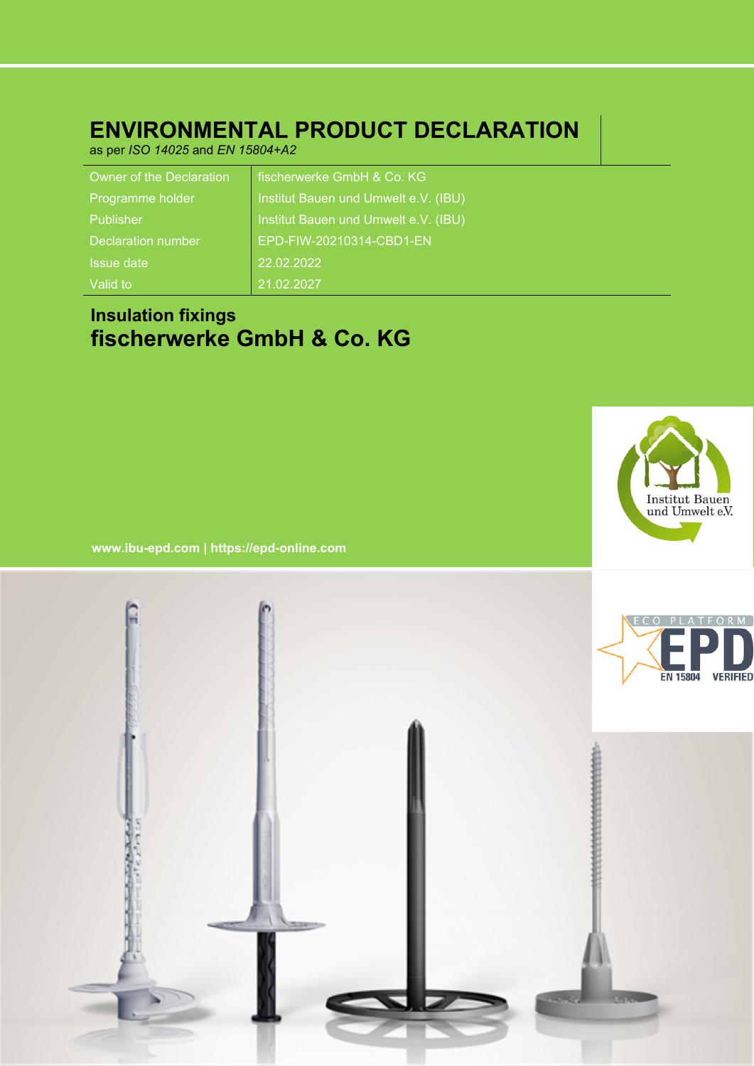# ENVIRONMENTAL PRODUCT DECLARATION

as per *ISO 14025* and *EN 15804+A2*

| | |
|---|---|
| Owner of the Declaration | fischerwerke GmbH & Co. KG |
| Programme holder | Institut Bauen und Umwelt e.V. (IBU) |
| Publisher | Institut Bauen und Umwelt e.V. (IBU) |
| Declaration number | EPD-FIW-20210314-CBD1-EN |
| Issue date | 22.02.2022 |
| Valid to | 21.02.2027 |

## Insulation fixings
## fischerwerke GmbH & Co. KG

**www.ibu-epd.com | https://epd-online.com**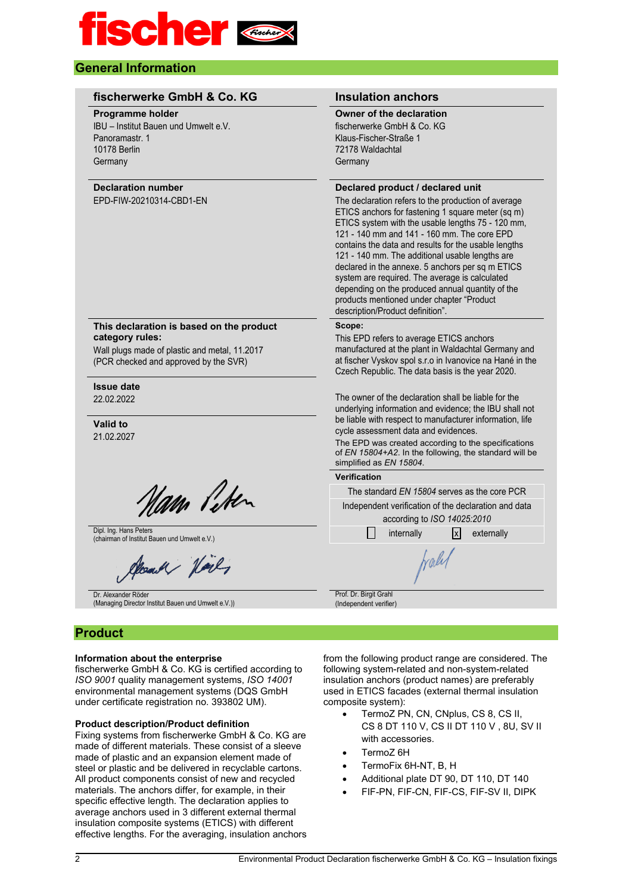## General Information

### fischerwerke GmbH & Co. KG

**Programme holder**
IBU – Institut Bauen und Umwelt e.V.
Panoramastr. 1
10178 Berlin
Germany

**Declaration number**
EPD-FIW-20210314-CBD1-EN

**This declaration is based on the product category rules:**
Wall plugs made of plastic and metal, 11.2017
(PCR checked and approved by the SVR)

**Issue date**
22.02.2022

**Valid to**
21.02.2027

Dipl. Ing. Hans Peters
(chairman of Institut Bauen und Umwelt e.V.)

Dr. Alexander Röder
(Managing Director Institut Bauen und Umwelt e.V.))

### Insulation anchors

**Owner of the declaration**
fischerwerke GmbH & Co. KG
Klaus-Fischer-Straße 1
72178 Waldachtal
Germany

**Declared product / declared unit**
The declaration refers to the production of average ETICS anchors for fastening 1 square meter (sq m) ETICS system with the usable lengths 75 - 120 mm, 121 - 140 mm and 141 - 160 mm. The core EPD contains the data and results for the usable lengths 121 - 140 mm. The additional usable lengths are declared in the annexe. 5 anchors per sq m ETICS system are required. The average is calculated depending on the produced annual quantity of the products mentioned under chapter "Product description/Product definition".

**Scope:**
This EPD refers to average ETICS anchors manufactured at the plant in Waldachtal Germany and at fischer Vyskov spol s.r.o in Ivanovice na Hané in the Czech Republic. The data basis is the year 2020.

The owner of the declaration shall be liable for the underlying information and evidence; the IBU shall not be liable with respect to manufacturer information, life cycle assessment data and evidences.
The EPD was created according to the specifications of *EN 15804+A2*. In the following, the standard will be simplified as *EN 15804*.

**Verification**

The standard *EN 15804* serves as the core PCR

Independent verification of the declaration and data according to *ISO 14025:2010*

☐ internally ☒ externally

Prof. Dr. Birgit Grahl
(Independent verifier)

## Product

### Information about the enterprise
fischerwerke GmbH & Co. KG is certified according to *ISO 9001* quality management systems, *ISO 14001* environmental management systems (DQS GmbH under certificate registration no. 393802 UM).

### Product description/Product definition
Fixing systems from fischerwerke GmbH & Co. KG are made of different materials. These consist of a sleeve made of plastic and an expansion element made of steel or plastic and be delivered in recyclable cartons. All product components consist of new and recycled materials. The anchors differ, for example, in their specific effective length. The declaration applies to average anchors used in 3 different external thermal insulation composite systems (ETICS) with different effective lengths. For the averaging, insulation anchors from the following product range are considered. The following system-related and non-system-related insulation anchors (product names) are preferably used in ETICS facades (external thermal insulation composite system):

- TermoZ PN, CN, CNplus, CS 8, CS II, CS 8 DT 110 V, CS II DT 110 V , 8U, SV II with accessories.
- TermoZ 6H
- TermoFix 6H-NT, B, H
- Additional plate DT 90, DT 110, DT 140
- FIF-PN, FIF-CN, FIF-CS, FIF-SV II, DIPK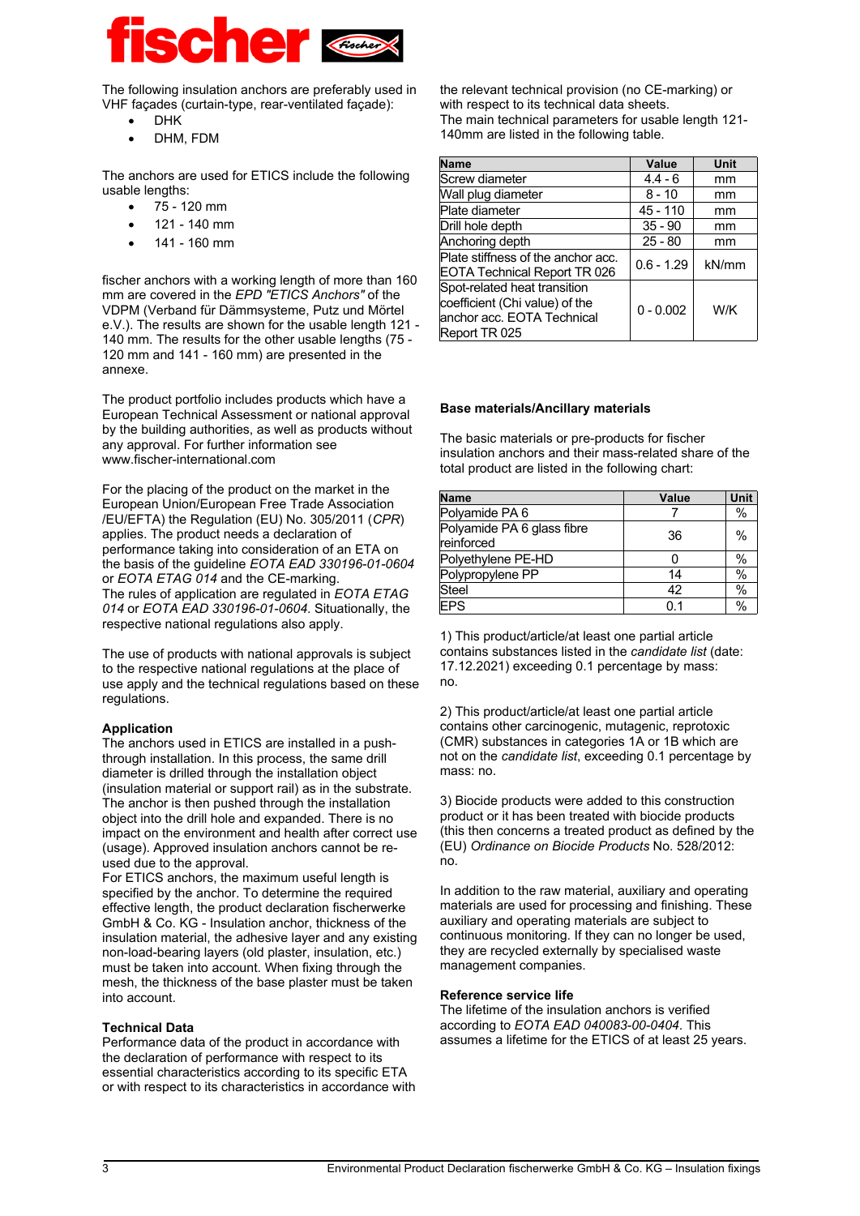The following insulation anchors are preferably used in VHF façades (curtain-type, rear-ventilated façade):

- DHK
- DHM, FDM

The anchors are used for ETICS include the following usable lengths:

- 75 - 120 mm
- 121 - 140 mm
- 141 - 160 mm

fischer anchors with a working length of more than 160 mm are covered in the EPD *"ETICS Anchors"* of the VDPM (Verband für Dämmsysteme, Putz und Mörtel e.V.). The results are shown for the usable length 121 - 140 mm. The results for the other usable lengths (75 - 120 mm and 141 - 160 mm) are presented in the annexe.

The product portfolio includes products which have a European Technical Assessment or national approval by the building authorities, as well as products without any approval. For further information see www.fischer-international.com

For the placing of the product on the market in the European Union/European Free Trade Association /EU/EFTA) the Regulation (EU) No. 305/2011 (*CPR*) applies. The product needs a declaration of performance taking into consideration of an ETA on the basis of the guideline *EOTA EAD 330196-01-0604* or *EOTA ETAG 014* and the CE-marking.
The rules of application are regulated in *EOTA ETAG 014* or *EOTA EAD 330196-01-0604*. Situationally, the respective national regulations also apply.

The use of products with national approvals is subject to the respective national regulations at the place of use apply and the technical regulations based on these regulations.

## Application

The anchors used in ETICS are installed in a push-through installation. In this process, the same drill diameter is drilled through the installation object (insulation material or support rail) as in the substrate. The anchor is then pushed through the installation object into the drill hole and expanded. There is no impact on the environment and health after correct use (usage). Approved insulation anchors cannot be re-used due to the approval.
For ETICS anchors, the maximum useful length is specified by the anchor. To determine the required effective length, the product declaration fischerwerke GmbH & Co. KG - Insulation anchor, thickness of the insulation material, the adhesive layer and any existing non-load-bearing layers (old plaster, insulation, etc.) must be taken into account. When fixing through the mesh, the thickness of the base plaster must be taken into account.

## Technical Data

Performance data of the product in accordance with the declaration of performance with respect to its essential characteristics according to its specific ETA or with respect to its characteristics in accordance with the relevant technical provision (no CE-marking) or with respect to its technical data sheets.
The main technical parameters for usable length 121-140mm are listed in the following table.

| Name | Value | Unit |
|---|---|---|
| Screw diameter | 4.4 - 6 | mm |
| Wall plug diameter | 8 - 10 | mm |
| Plate diameter | 45 - 110 | mm |
| Drill hole depth | 35 - 90 | mm |
| Anchoring depth | 25 - 80 | mm |
| Plate stiffness of the anchor acc. EOTA Technical Report TR 026 | 0.6 - 1.29 | kN/mm |
| Spot-related heat transition coefficient (Chi value) of the anchor acc. EOTA Technical Report TR 025 | 0 - 0.002 | W/K |

## Base materials/Ancillary materials

The basic materials or pre-products for fischer insulation anchors and their mass-related share of the total product are listed in the following chart:

| Name | Value | Unit |
|---|---|---|
| Polyamide PA 6 | 7 | % |
| Polyamide PA 6 glass fibre reinforced | 36 | % |
| Polyethylene PE-HD | 0 | % |
| Polypropylene PP | 14 | % |
| Steel | 42 | % |
| EPS | 0.1 | % |

1) This product/article/at least one partial article contains substances listed in the *candidate list* (date: 17.12.2021) exceeding 0.1 percentage by mass: no.

2) This product/article/at least one partial article contains other carcinogenic, mutagenic, reprotoxic (CMR) substances in categories 1A or 1B which are not on the *candidate list*, exceeding 0.1 percentage by mass: no.

3) Biocide products were added to this construction product or it has been treated with biocide products (this then concerns a treated product as defined by the (EU) *Ordinance on Biocide Products* No. 528/2012: no.

In addition to the raw material, auxiliary and operating materials are used for processing and finishing. These auxiliary and operating materials are subject to continuous monitoring. If they can no longer be used, they are recycled externally by specialised waste management companies.

## Reference service life

The lifetime of the insulation anchors is verified according to *EOTA EAD 040083-00-0404*. This assumes a lifetime for the ETICS of at least 25 years.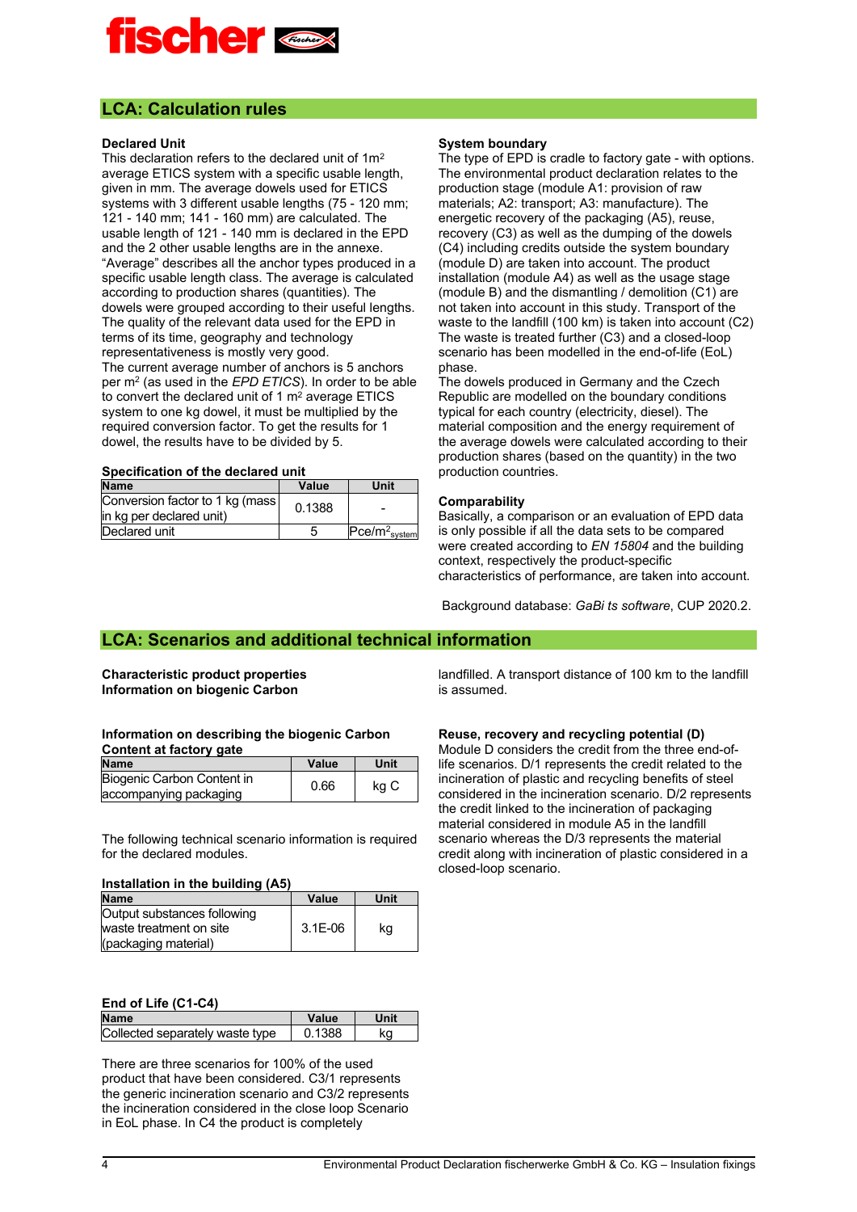## LCA: Calculation rules

### Declared Unit

This declaration refers to the declared unit of 1m² average ETICS system with a specific usable length, given in mm. The average dowels used for ETICS systems with 3 different usable lengths (75 - 120 mm; 121 - 140 mm; 141 - 160 mm) are calculated. The usable length of 121 - 140 mm is declared in the EPD and the 2 other usable lengths are in the annexe. "Average" describes all the anchor types produced in a specific usable length class. The average is calculated according to production shares (quantities). The dowels were grouped according to their useful lengths. The quality of the relevant data used for the EPD in terms of its time, geography and technology representativeness is mostly very good.
The current average number of anchors is 5 anchors per m² (as used in the *EPD ETICS*). In order to be able to convert the declared unit of 1 m² average ETICS system to one kg dowel, it must be multiplied by the required conversion factor. To get the results for 1 dowel, the results have to be divided by 5.

**Specification of the declared unit**

| Name | Value | Unit |
|---|---|---|
| Conversion factor to 1 kg (mass in kg per declared unit) | 0.1388 | - |
| Declared unit | 5 | Pce/m²$_{system}$ |

### System boundary

The type of EPD is cradle to factory gate - with options. The environmental product declaration relates to the production stage (module A1: provision of raw materials; A2: transport; A3: manufacture). The energetic recovery of the packaging (A5), reuse, recovery (C3) as well as the dumping of the dowels (C4) including credits outside the system boundary (module D) are taken into account. The product installation (module A4) as well as the usage stage (module B) and the dismantling / demolition (C1) are not taken into account in this study. Transport of the waste to the landfill (100 km) is taken into account (C2) The waste is treated further (C3) and a closed-loop scenario has been modelled in the end-of-life (EoL) phase.
The dowels produced in Germany and the Czech Republic are modelled on the boundary conditions typical for each country (electricity, diesel). The material composition and the energy requirement of the average dowels were calculated according to their production shares (based on the quantity) in the two production countries.

### Comparability

Basically, a comparison or an evaluation of EPD data is only possible if all the data sets to be compared were created according to *EN 15804* and the building context, respectively the product-specific characteristics of performance, are taken into account.

Background database: *GaBi ts software*, CUP 2020.2.

## LCA: Scenarios and additional technical information

**Characteristic product properties**
**Information on biogenic Carbon**

**Information on describing the biogenic Carbon Content at factory gate**

| Name | Value | Unit |
|---|---|---|
| Biogenic Carbon Content in accompanying packaging | 0.66 | kg C |

The following technical scenario information is required for the declared modules.

**Installation in the building (A5)**

| Name | Value | Unit |
|---|---|---|
| Output substances following waste treatment on site (packaging material) | 3.1E-06 | kg |

**End of Life (C1-C4)**

| Name | Value | Unit |
|---|---|---|
| Collected separately waste type | 0.1388 | kg |

There are three scenarios for 100% of the used product that have been considered. C3/1 represents the generic incineration scenario and C3/2 represents the incineration considered in the close loop Scenario in EoL phase. In C4 the product is completely landfilled. A transport distance of 100 km to the landfill is assumed.

**Reuse, recovery and recycling potential (D)**

Module D considers the credit from the three end-of-life scenarios. D/1 represents the credit related to the incineration of plastic and recycling benefits of steel considered in the incineration scenario. D/2 represents the credit linked to the incineration of packaging material considered in module A5 in the landfill scenario whereas the D/3 represents the material credit along with incineration of plastic considered in a closed-loop scenario.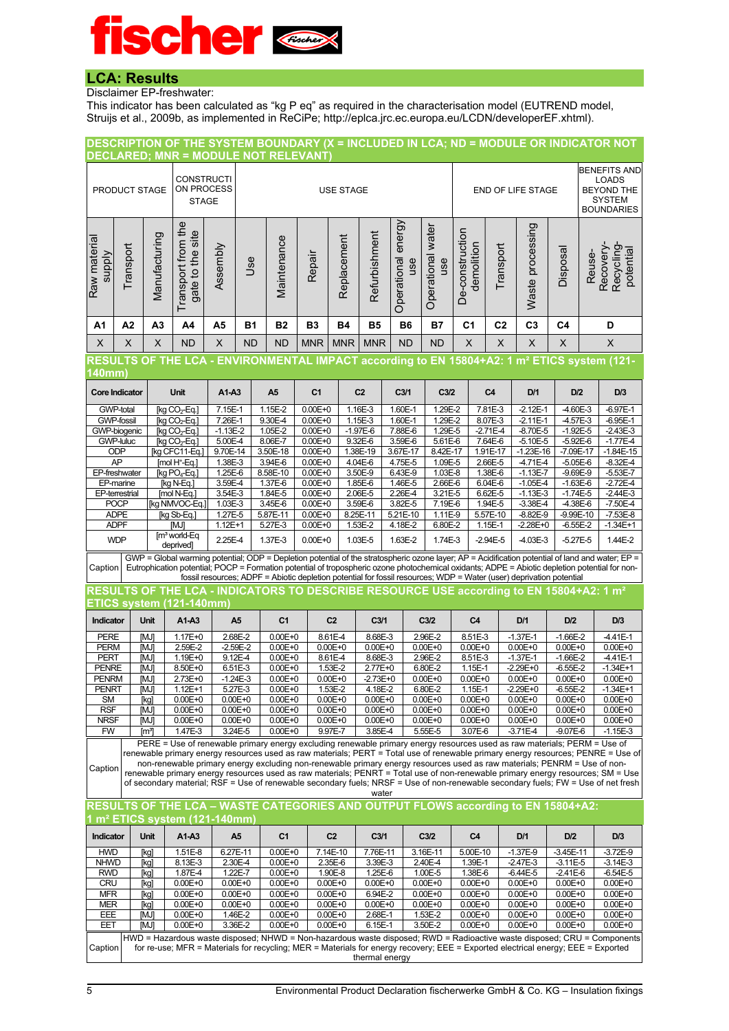## LCA: Results

Disclaimer EP-freshwater:
This indicator has been calculated as "kg P eq" as required in the characterisation model (EUTREND model, Struijs et al., 2009b, as implemented in ReCiPe; http://eplca.jrc.ec.europa.eu/LCDN/developerEF.xhtml).

### DESCRIPTION OF THE SYSTEM BOUNDARY (X = INCLUDED IN LCA; ND = MODULE OR INDICATOR NOT DECLARED; MNR = MODULE NOT RELEVANT)

| PRODUCT STAGE | | | CONSTRUCTION PROCESS STAGE | | USE STAGE | | | | | | | END OF LIFE STAGE | | | | BENEFITS AND LOADS BEYOND THE SYSTEM BOUNDARIES |
|---|---|---|---|---|---|---|---|---|---|---|---|---|---|---|---|---|
| Raw material supply | Transport | Manufacturing | Transport from the gate to the site | Assembly | Use | Maintenance | Repair | Replacement | Refurbishment | Operational energy use | Operational water use | De-construction demolition | Transport | Waste processing | Disposal | Reuse-Recovery-Recycling-potential |
| A1 | A2 | A3 | A4 | A5 | B1 | B2 | B3 | B4 | B5 | B6 | B7 | C1 | C2 | C3 | C4 | D |
| X | X | X | ND | X | ND | ND | MNR | MNR | MNR | ND | ND | X | X | X | X | X |

### RESULTS OF THE LCA - ENVIRONMENTAL IMPACT according to EN 15804+A2: 1 m² ETICS system (121-140mm)

| Core Indicator | Unit | A1-A3 | A5 | C1 | C2 | C3/1 | C3/2 | C4 | D/1 | D/2 | D/3 |
|---|---|---|---|---|---|---|---|---|---|---|---|
| GWP-total | [kg $CO_2$-Eq.] | 7.15E-1 | 1.15E-2 | 0.00E+0 | 1.16E-3 | 1.60E-1 | 1.29E-2 | 7.81E-3 | -2.12E-1 | -4.60E-3 | -6.97E-1 |
| GWP-fossil | [kg $CO_2$-Eq.] | 7.26E-1 | 9.30E-4 | 0.00E+0 | 1.15E-3 | 1.60E-1 | 1.29E-2 | 8.07E-3 | -2.11E-1 | -4.57E-3 | -6.95E-1 |
| GWP-biogenic | [kg $CO_2$-Eq.] | -1.13E-2 | 1.05E-2 | 0.00E+0 | -1.97E-6 | 7.88E-6 | 1.29E-5 | -2.71E-4 | -8.70E-5 | -1.92E-5 | -2.43E-3 |
| GWP-luluc | [kg $CO_2$-Eq.] | 5.00E-4 | 8.06E-7 | 0.00E+0 | 9.32E-6 | 3.59E-6 | 5.61E-6 | 7.64E-6 | -5.10E-5 | -5.92E-6 | -1.77E-4 |
| ODP | [kg CFC11-Eq.] | 9.70E-14 | 3.50E-18 | 0.00E+0 | 1.38E-19 | 3.67E-17 | 8.42E-17 | 1.91E-17 | -1.23E-16 | -7.09E-17 | -1.84E-15 |
| AP | [mol $H^+$-Eq.] | 1.38E-3 | 3.94E-6 | 0.00E+0 | 4.04E-6 | 4.75E-5 | 1.09E-5 | 2.66E-5 | -4.71E-4 | -5.05E-6 | -8.32E-4 |
| EP-freshwater | [kg $PO_4$-Eq.] | 1.25E-6 | 8.58E-10 | 0.00E+0 | 3.50E-9 | 6.43E-9 | 1.03E-8 | 1.38E-6 | -1.13E-7 | -9.69E-9 | -5.53E-7 |
| EP-marine | [kg N-Eq.] | 3.59E-4 | 1.37E-6 | 0.00E+0 | 1.85E-6 | 1.46E-5 | 2.66E-6 | 6.04E-6 | -1.05E-4 | -1.63E-6 | -2.72E-4 |
| EP-terrestrial | [mol N-Eq.] | 3.54E-3 | 1.84E-5 | 0.00E+0 | 2.06E-5 | 2.26E-4 | 3.21E-5 | 6.62E-5 | -1.13E-3 | -1.74E-5 | -2.44E-3 |
| POCP | [kg NMVOC-Eq.] | 1.03E-3 | 3.45E-6 | 0.00E+0 | 3.59E-6 | 3.82E-5 | 7.19E-6 | 1.94E-5 | -3.38E-4 | -4.38E-6 | -7.50E-4 |
| ADPE | [kg Sb-Eq.] | 1.27E-5 | 5.87E-11 | 0.00E+0 | 8.25E-11 | 5.21E-10 | 1.11E-9 | 5.57E-10 | -8.82E-9 | -9.99E-10 | -7.53E-8 |
| ADPF | [MJ] | 1.12E+1 | 5.27E-3 | 0.00E+0 | 1.53E-2 | 4.18E-2 | 6.80E-2 | 1.15E-1 | -2.28E+0 | -6.55E-2 | -1.34E+1 |
| WDP | [m³ world-Eq deprived] | 2.25E-4 | 1.37E-3 | 0.00E+0 | 1.03E-5 | 1.63E-2 | 1.74E-3 | -2.94E-5 | -4.03E-3 | -5.27E-5 | 1.44E-2 |

Caption: GWP = Global warming potential; ODP = Depletion potential of the stratospheric ozone layer; AP = Acidification potential of land and water; EP = Eutrophication potential; POCP = Formation potential of tropospheric ozone photochemical oxidants; ADPE = Abiotic depletion potential for non-fossil resources; ADPF = Abiotic depletion potential for fossil resources; WDP = Water (user) deprivation potential

### RESULTS OF THE LCA - INDICATORS TO DESCRIBE RESOURCE USE according to EN 15804+A2: 1 m² ETICS system (121-140mm)

| Indicator | Unit | A1-A3 | A5 | C1 | C2 | C3/1 | C3/2 | C4 | D/1 | D/2 | D/3 |
|---|---|---|---|---|---|---|---|---|---|---|---|
| PERE | [MJ] | 1.17E+0 | 2.68E-2 | 0.00E+0 | 8.61E-4 | 8.68E-3 | 2.96E-2 | 8.51E-3 | -1.37E-1 | -1.66E-2 | -4.41E-1 |
| PERM | [MJ] | 2.59E-2 | -2.59E-2 | 0.00E+0 | 0.00E+0 | 0.00E+0 | 0.00E+0 | 0.00E+0 | 0.00E+0 | 0.00E+0 | 0.00E+0 |
| PERT | [MJ] | 1.19E+0 | 9.12E-4 | 0.00E+0 | 8.61E-4 | 8.68E-3 | 2.96E-2 | 8.51E-3 | -1.37E-1 | -1.66E-2 | -4.41E-1 |
| PENRE | [MJ] | 8.50E+0 | 6.51E-3 | 0.00E+0 | 1.53E-2 | 2.77E+0 | 6.80E-2 | 1.15E-1 | -2.29E+0 | -6.55E-2 | -1.34E+1 |
| PENRM | [MJ] | 2.73E+0 | -1.24E-3 | 0.00E+0 | 0.00E+0 | -2.73E+0 | 0.00E+0 | 0.00E+0 | 0.00E+0 | 0.00E+0 | 0.00E+0 |
| PENRT | [MJ] | 1.12E+1 | 5.27E-3 | 0.00E+0 | 1.53E-2 | 4.18E-2 | 6.80E-2 | 1.15E-1 | -2.29E+0 | -6.55E-2 | -1.34E+1 |
| SM | [kg] | 0.00E+0 | 0.00E+0 | 0.00E+0 | 0.00E+0 | 0.00E+0 | 0.00E+0 | 0.00E+0 | 0.00E+0 | 0.00E+0 | 0.00E+0 |
| RSF | [MJ] | 0.00E+0 | 0.00E+0 | 0.00E+0 | 0.00E+0 | 0.00E+0 | 0.00E+0 | 0.00E+0 | 0.00E+0 | 0.00E+0 | 0.00E+0 |
| NRSF | [MJ] | 0.00E+0 | 0.00E+0 | 0.00E+0 | 0.00E+0 | 0.00E+0 | 0.00E+0 | 0.00E+0 | 0.00E+0 | 0.00E+0 | 0.00E+0 |
| FW | [m³] | 1.47E-3 | 3.24E-5 | 0.00E+0 | 9.97E-7 | 3.85E-4 | 5.55E-5 | 3.07E-6 | -3.71E-4 | -9.07E-6 | -1.15E-3 |

Caption: PERE = Use of renewable primary energy excluding renewable primary energy resources used as raw materials; PERM = Use of renewable primary energy resources used as raw materials; PERT = Total use of renewable primary energy resources; PENRE = Use of non-renewable primary energy excluding non-renewable primary energy resources used as raw materials; PENRM = Use of non-renewable primary energy resources used as raw materials; PENRT = Total use of non-renewable primary energy resources; SM = Use of secondary material; RSF = Use of renewable secondary fuels; NRSF = Use of non-renewable secondary fuels; FW = Use of net fresh water

### RESULTS OF THE LCA – WASTE CATEGORIES AND OUTPUT FLOWS according to EN 15804+A2: 1 m² ETICS system (121-140mm)

| Indicator | Unit | A1-A3 | A5 | C1 | C2 | C3/1 | C3/2 | C4 | D/1 | D/2 | D/3 |
|---|---|---|---|---|---|---|---|---|---|---|---|
| HWD | [kg] | 1.51E-8 | 6.27E-11 | 0.00E+0 | 7.14E-10 | 7.76E-11 | 3.16E-11 | 5.00E-10 | -1.37E-9 | -3.45E-11 | -3.72E-9 |
| NHWD | [kg] | 8.13E-3 | 2.30E-4 | 0.00E+0 | 2.35E-6 | 3.39E-3 | 2.40E-4 | 1.39E-1 | -2.47E-3 | -3.11E-5 | -3.14E-3 |
| RWD | [kg] | 1.87E-4 | 1.22E-7 | 0.00E+0 | 1.90E-8 | 1.25E-6 | 1.00E-5 | 1.38E-6 | -6.44E-5 | -2.41E-6 | -6.54E-5 |
| CRU | [kg] | 0.00E+0 | 0.00E+0 | 0.00E+0 | 0.00E+0 | 0.00E+0 | 0.00E+0 | 0.00E+0 | 0.00E+0 | 0.00E+0 | 0.00E+0 |
| MFR | [kg] | 0.00E+0 | 0.00E+0 | 0.00E+0 | 0.00E+0 | 6.94E-2 | 0.00E+0 | 0.00E+0 | 0.00E+0 | 0.00E+0 | 0.00E+0 |
| MER | [kg] | 0.00E+0 | 0.00E+0 | 0.00E+0 | 0.00E+0 | 0.00E+0 | 0.00E+0 | 0.00E+0 | 0.00E+0 | 0.00E+0 | 0.00E+0 |
| EEE | [MJ] | 0.00E+0 | 1.46E-2 | 0.00E+0 | 0.00E+0 | 2.68E-1 | 1.53E-2 | 0.00E+0 | 0.00E+0 | 0.00E+0 | 0.00E+0 |
| EET | [MJ] | 0.00E+0 | 3.36E-2 | 0.00E+0 | 0.00E+0 | 6.15E-1 | 3.50E-2 | 0.00E+0 | 0.00E+0 | 0.00E+0 | 0.00E+0 |

Caption: HWD = Hazardous waste disposed; NHWD = Non-hazardous waste disposed; RWD = Radioactive waste disposed; CRU = Components for re-use; MFR = Materials for recycling; MER = Materials for energy recovery; EEE = Exported electrical energy; EEE = Exported thermal energy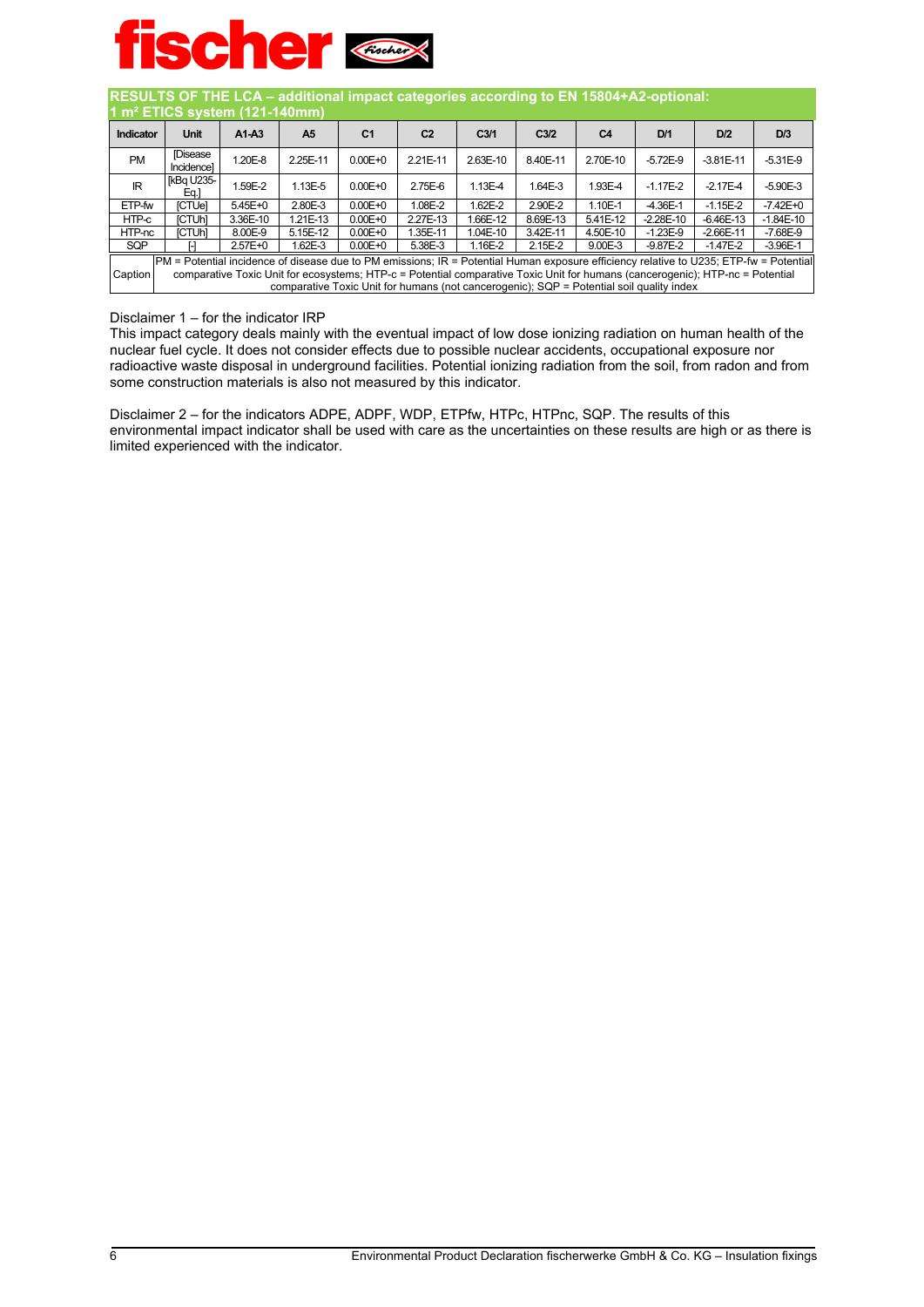## RESULTS OF THE LCA – additional impact categories according to EN 15804+A2-optional: 1 m² ETICS system (121-140mm)

| Indicator | Unit | A1-A3 | A5 | C1 | C2 | C3/1 | C3/2 | C4 | D/1 | D/2 | D/3 |
|---|---|---|---|---|---|---|---|---|---|---|---|
| PM | [Disease Incidence] | 1.20E-8 | 2.25E-11 | 0.00E+0 | 2.21E-11 | 2.63E-10 | 8.40E-11 | 2.70E-10 | -5.72E-9 | -3.81E-11 | -5.31E-9 |
| IR | [kBq U235-Eq.] | 1.59E-2 | 1.13E-5 | 0.00E+0 | 2.75E-6 | 1.13E-4 | 1.64E-3 | 1.93E-4 | -1.17E-2 | -2.17E-4 | -5.90E-3 |
| ETP-fw | [CTUe] | 5.45E+0 | 2.80E-3 | 0.00E+0 | 1.08E-2 | 1.62E-2 | 2.90E-2 | 1.10E-1 | -4.36E-1 | -1.15E-2 | -7.42E+0 |
| HTP-c | [CTUh] | 3.36E-10 | 1.21E-13 | 0.00E+0 | 2.27E-13 | 1.66E-12 | 8.69E-13 | 5.41E-12 | -2.28E-10 | -6.46E-13 | -1.84E-10 |
| HTP-nc | [CTUh] | 8.00E-9 | 5.15E-12 | 0.00E+0 | 1.35E-11 | 1.04E-10 | 3.42E-11 | 4.50E-10 | -1.23E-9 | -2.66E-11 | -7.68E-9 |
| SQP | [-] | 2.57E+0 | 1.62E-3 | 0.00E+0 | 5.38E-3 | 1.16E-2 | 2.15E-2 | 9.00E-3 | -9.87E-2 | -1.47E-2 | -3.96E-1 |
| Caption | PM = Potential incidence of disease due to PM emissions; IR = Potential Human exposure efficiency relative to U235; ETP-fw = Potential comparative Toxic Unit for ecosystems; HTP-c = Potential comparative Toxic Unit for humans (cancerogenic); HTP-nc = Potential comparative Toxic Unit for humans (not cancerogenic); SQP = Potential soil quality index | | | | | | | | | | |

Disclaimer 1 – for the indicator IRP
This impact category deals mainly with the eventual impact of low dose ionizing radiation on human health of the nuclear fuel cycle. It does not consider effects due to possible nuclear accidents, occupational exposure nor radioactive waste disposal in underground facilities. Potential ionizing radiation from the soil, from radon and from some construction materials is also not measured by this indicator.

Disclaimer 2 – for the indicators ADPE, ADPF, WDP, ETPfw, HTPc, HTPnc, SQP. The results of this environmental impact indicator shall be used with care as the uncertainties on these results are high or as there is limited experienced with the indicator.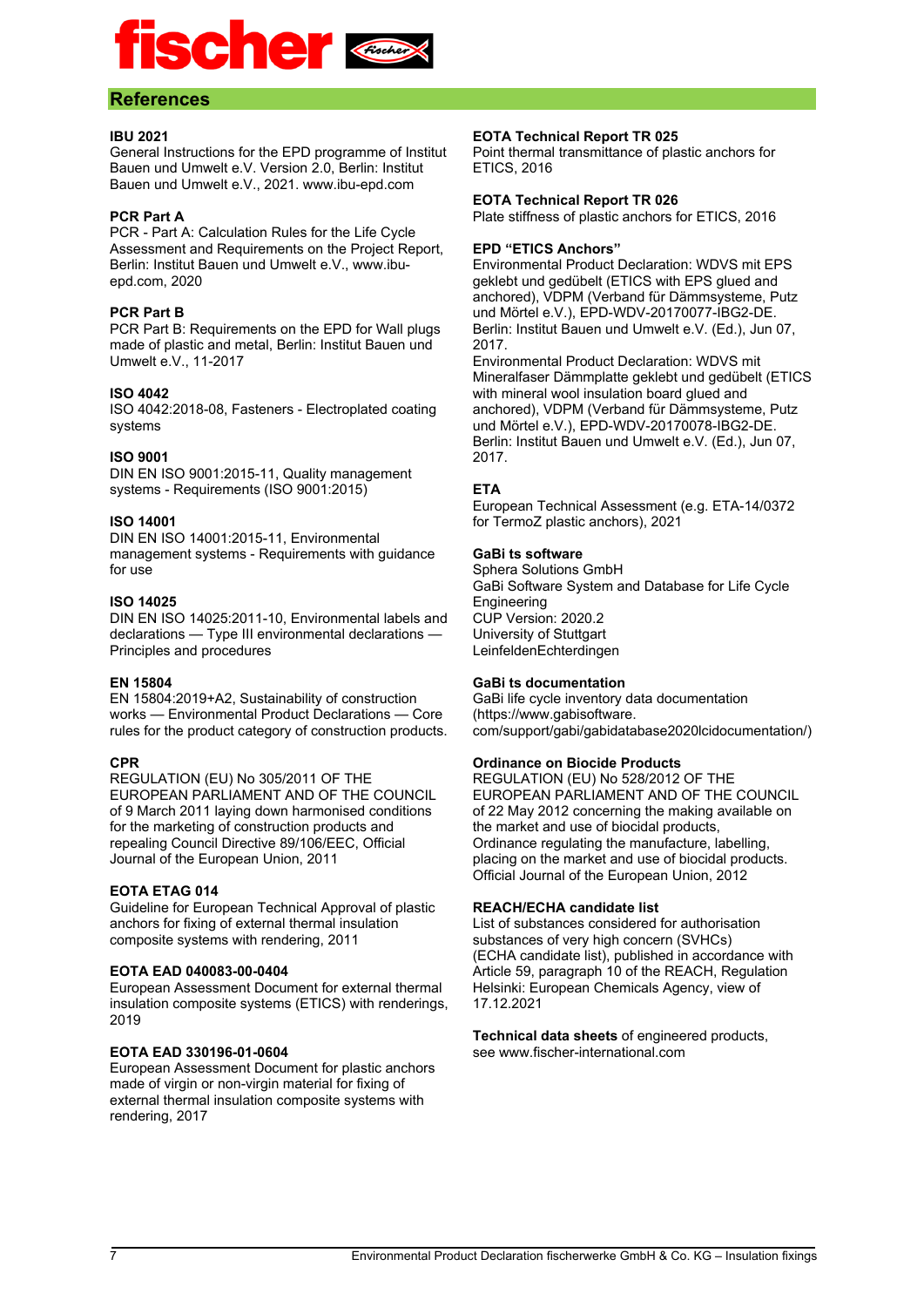## References

**IBU 2021**
General Instructions for the EPD programme of Institut Bauen und Umwelt e.V. Version 2.0, Berlin: Institut Bauen und Umwelt e.V., 2021. www.ibu-epd.com

**PCR Part A**
PCR - Part A: Calculation Rules for the Life Cycle Assessment and Requirements on the Project Report, Berlin: Institut Bauen und Umwelt e.V., www.ibu-epd.com, 2020

**PCR Part B**
PCR Part B: Requirements on the EPD for Wall plugs made of plastic and metal, Berlin: Institut Bauen und Umwelt e.V., 11-2017

**ISO 4042**
ISO 4042:2018-08, Fasteners - Electroplated coating systems

**ISO 9001**
DIN EN ISO 9001:2015-11, Quality management systems - Requirements (ISO 9001:2015)

**ISO 14001**
DIN EN ISO 14001:2015-11, Environmental management systems - Requirements with guidance for use

**ISO 14025**
DIN EN ISO 14025:2011-10, Environmental labels and declarations — Type III environmental declarations — Principles and procedures

**EN 15804**
EN 15804:2019+A2, Sustainability of construction works — Environmental Product Declarations — Core rules for the product category of construction products.

**CPR**
REGULATION (EU) No 305/2011 OF THE EUROPEAN PARLIAMENT AND OF THE COUNCIL of 9 March 2011 laying down harmonised conditions for the marketing of construction products and repealing Council Directive 89/106/EEC, Official Journal of the European Union, 2011

**EOTA ETAG 014**
Guideline for European Technical Approval of plastic anchors for fixing of external thermal insulation composite systems with rendering, 2011

**EOTA EAD 040083-00-0404**
European Assessment Document for external thermal insulation composite systems (ETICS) with renderings, 2019

**EOTA EAD 330196-01-0604**
European Assessment Document for plastic anchors made of virgin or non-virgin material for fixing of external thermal insulation composite systems with rendering, 2017

**EOTA Technical Report TR 025**
Point thermal transmittance of plastic anchors for ETICS, 2016

**EOTA Technical Report TR 026**
Plate stiffness of plastic anchors for ETICS, 2016

**EPD "ETICS Anchors"**
Environmental Product Declaration: WDVS mit EPS geklebt und gedübelt (ETICS with EPS glued and anchored), VDPM (Verband für Dämmsysteme, Putz und Mörtel e.V.), EPD-WDV-20170077-IBG2-DE. Berlin: Institut Bauen und Umwelt e.V. (Ed.), Jun 07, 2017.
Environmental Product Declaration: WDVS mit Mineralfaser Dämmplatte geklebt und gedübelt (ETICS with mineral wool insulation board glued and anchored), VDPM (Verband für Dämmsysteme, Putz und Mörtel e.V.), EPD-WDV-20170078-IBG2-DE. Berlin: Institut Bauen und Umwelt e.V. (Ed.), Jun 07, 2017.

**ETA**
European Technical Assessment (e.g. ETA-14/0372 for TermoZ plastic anchors), 2021

**GaBi ts software**
Sphera Solutions GmbH
GaBi Software System and Database for Life Cycle Engineering
CUP Version: 2020.2
University of Stuttgart
LeinfeldenEchterdingen

**GaBi ts documentation**
GaBi life cycle inventory data documentation (https://www.gabisoftware.com/support/gabi/gabidatabase2020lcidocumentation/)

**Ordinance on Biocide Products**
REGULATION (EU) No 528/2012 OF THE EUROPEAN PARLIAMENT AND OF THE COUNCIL of 22 May 2012 concerning the making available on the market and use of biocidal products, Ordinance regulating the manufacture, labelling, placing on the market and use of biocidal products. Official Journal of the European Union, 2012

**REACH/ECHA candidate list**
List of substances considered for authorisation substances of very high concern (SVHCs) (ECHA candidate list), published in accordance with Article 59, paragraph 10 of the REACH, Regulation Helsinki: European Chemicals Agency, view of 17.12.2021

**Technical data sheets** of engineered products, see www.fischer-international.com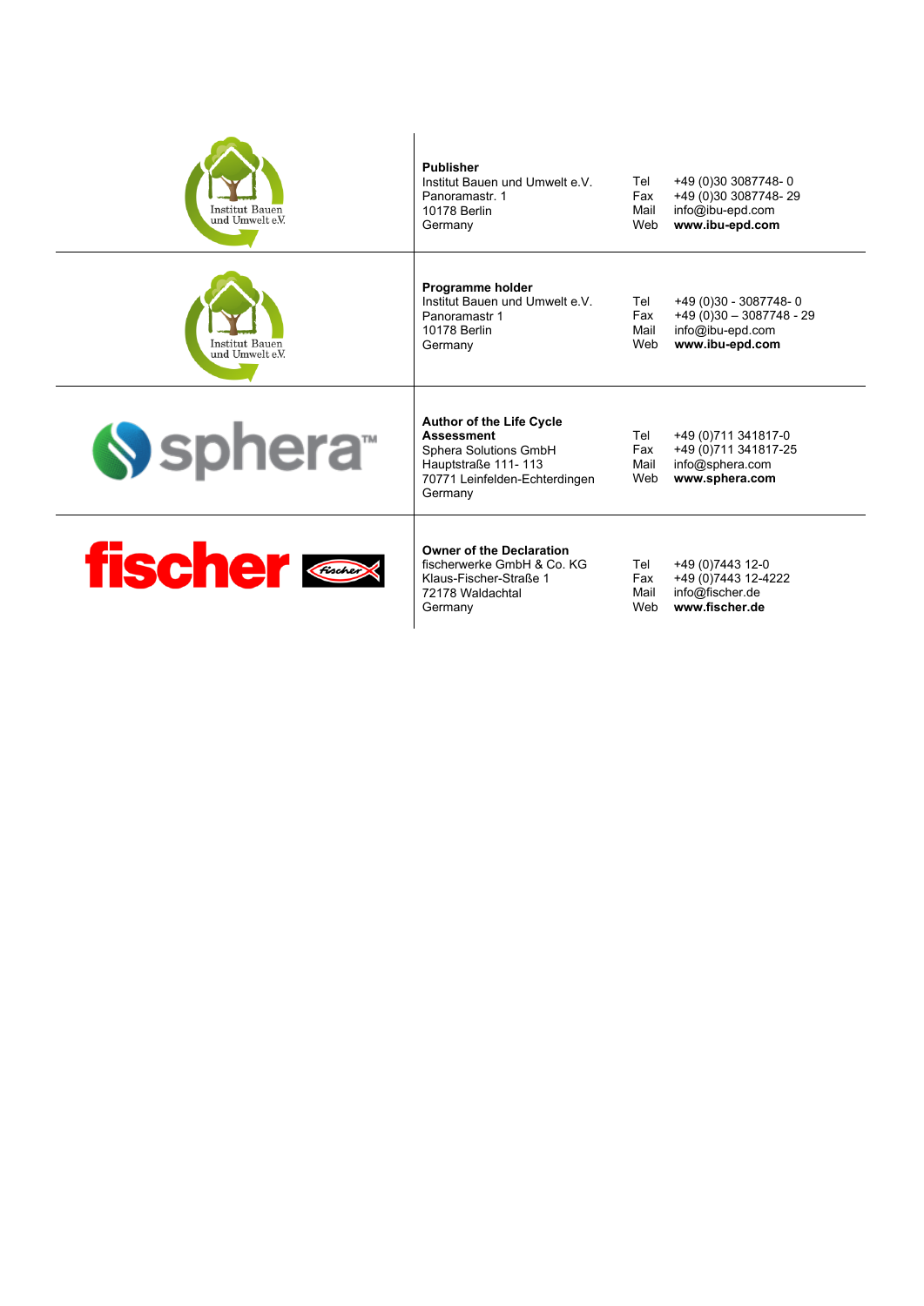| | | | |
|---|---|---|---|
| Institut Bauen und Umwelt e.V. | **Publisher**<br>Institut Bauen und Umwelt e.V.<br>Panoramastr. 1<br>10178 Berlin<br>Germany | Tel<br>Fax<br>Mail<br>Web | +49 (0)30 3087748- 0<br>+49 (0)30 3087748- 29<br>info@ibu-epd.com<br>**www.ibu-epd.com** |
| Institut Bauen und Umwelt e.V. | **Programme holder**<br>Institut Bauen und Umwelt e.V.<br>Panoramastr 1<br>10178 Berlin<br>Germany | Tel<br>Fax<br>Mail<br>Web | +49 (0)30 - 3087748- 0<br>+49 (0)30 – 3087748 - 29<br>info@ibu-epd.com<br>**www.ibu-epd.com** |
| sphera™ | **Author of the Life Cycle Assessment**<br>Sphera Solutions GmbH<br>Hauptstraße 111- 113<br>70771 Leinfelden-Echterdingen<br>Germany | Tel<br>Fax<br>Mail<br>Web | +49 (0)711 341817-0<br>+49 (0)711 341817-25<br>info@sphera.com<br>**www.sphera.com** |
| fischer | **Owner of the Declaration**<br>fischerwerke GmbH & Co. KG<br>Klaus-Fischer-Straße 1<br>72178 Waldachtal<br>Germany | Tel<br>Fax<br>Mail<br>Web | +49 (0)7443 12-0<br>+49 (0)7443 12-4222<br>info@fischer.de<br>**www.fischer.de** |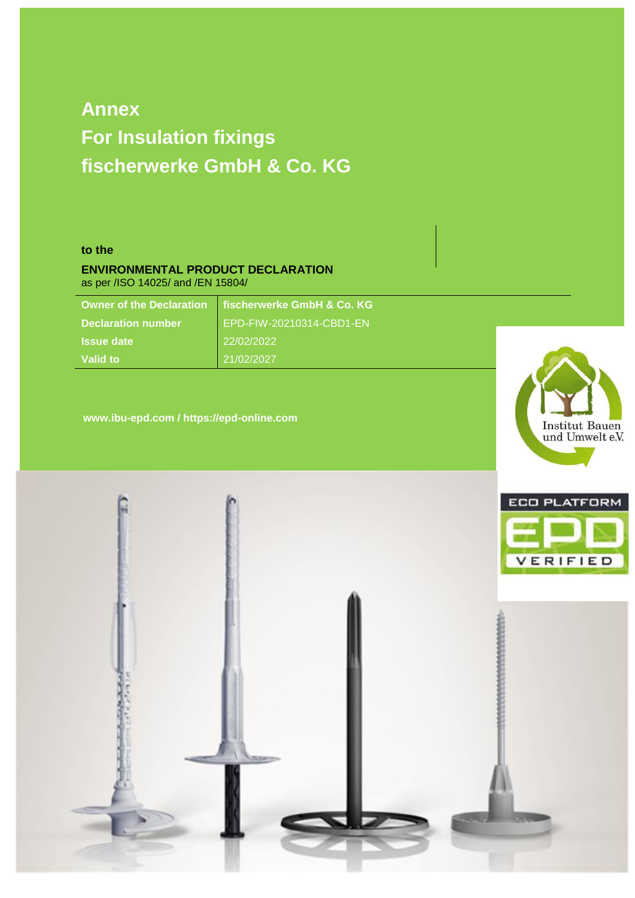# Annex
# For Insulation fixings
# fischerwerke GmbH & Co. KG

**to the**

**ENVIRONMENTAL PRODUCT DECLARATION**
as per /ISO 14025/ and /EN 15804/

| Owner of the Declaration | fischerwerke GmbH & Co. KG |
|---|---|
| Declaration number | EPD-FIW-20210314-CBD1-EN |
| Issue date | 22/02/2022 |
| Valid to | 21/02/2027 |

**www.ibu-epd.com / https://epd-online.com**

Institut Bauen und Umwelt e.V.

ECO PLATFORM EPD VERIFIED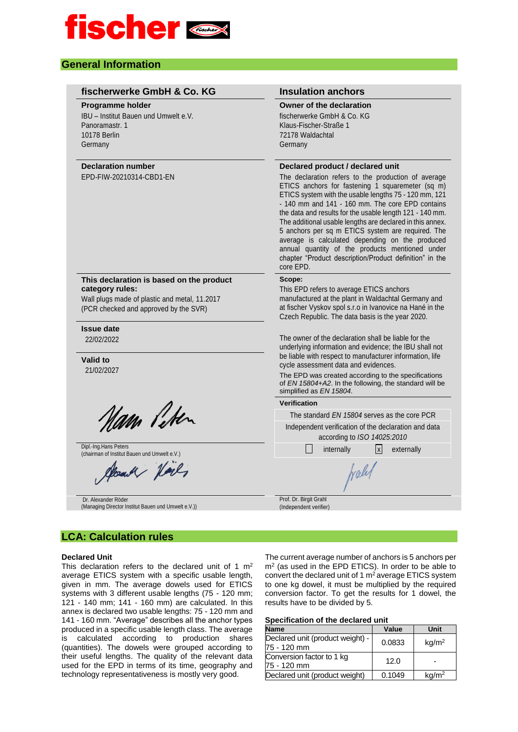## General Information

### fischerwerke GmbH & Co. KG

**Programme holder**
IBU – Institut Bauen und Umwelt e.V.
Panoramastr. 1
10178 Berlin
Germany

**Declaration number**
EPD-FIW-20210314-CBD1-EN

**This declaration is based on the product category rules:**
Wall plugs made of plastic and metal, 11.2017
(PCR checked and approved by the SVR)

**Issue date**
22/02/2022

**Valid to**
21/02/2027

Dipl.-Ing.Hans Peters
(chairman of Institut Bauen und Umwelt e.V.)

Dr. Alexander Röder
(Managing Director Institut Bauen und Umwelt e.V.))

### Insulation anchors

**Owner of the declaration**
fischerwerke GmbH & Co. KG
Klaus-Fischer-Straße 1
72178 Waldachtal
Germany

**Declared product / declared unit**
The declaration refers to the production of average ETICS anchors for fastening 1 squaremeter (sq m) ETICS system with the usable lengths 75 - 120 mm, 121 - 140 mm and 141 - 160 mm. The core EPD contains the data and results for the usable length 121 - 140 mm. The additional usable lengths are declared in this annex. 5 anchors per sq m ETICS system are required. The average is calculated depending on the produced annual quantity of the products mentioned under chapter "Product description/Product definition" in the core EPD.

**Scope:**
This EPD refers to average ETICS anchors manufactured at the plant in Waldachtal Germany and at fischer Vyskov spol s.r.o in Ivanovice na Hané in the Czech Republic. The data basis is the year 2020.

The owner of the declaration shall be liable for the underlying information and evidence; the IBU shall not be liable with respect to manufacturer information, life cycle assessment data and evidences.

The EPD was created according to the specifications of *EN 15804+A2*. In the following, the standard will be simplified as *EN 15804*.

**Verification**

The standard *EN 15804* serves as the core PCR

Independent verification of the declaration and data according to *ISO 14025:2010*

☐ internally ☒ externally

Prof. Dr. Birgit Grahl
(Independent verifier)

## LCA: Calculation rules

**Declared Unit**

This declaration refers to the declared unit of 1 m$^2$ average ETICS system with a specific usable length, given in mm. The average dowels used for ETICS systems with 3 different usable lengths (75 - 120 mm; 121 - 140 mm; 141 - 160 mm) are calculated. In this annex is declared two usable lengths: 75 - 120 mm and 141 - 160 mm. "Average" describes all the anchor types produced in a specific usable length class. The average is calculated according to production shares (quantities). The dowels were grouped according to their useful lengths. The quality of the relevant data used for the EPD in terms of its time, geography and technology representativeness is mostly very good.

The current average number of anchors is 5 anchors per m$^2$ (as used in the EPD ETICS). In order to be able to convert the declared unit of 1 m$^2$ average ETICS system to one kg dowel, it must be multiplied by the required conversion factor. To get the results for 1 dowel, the results have to be divided by 5.

**Specification of the declared unit**

| Name | Value | Unit |
|---|---|---|
| Declared unit (product weight) - 75 - 120 mm | 0.0833 | kg/m$^2$ |
| Conversion factor to 1 kg 75 - 120 mm | 12.0 | - |
| Declared unit (product weight) | 0.1049 | kg/m$^2$ |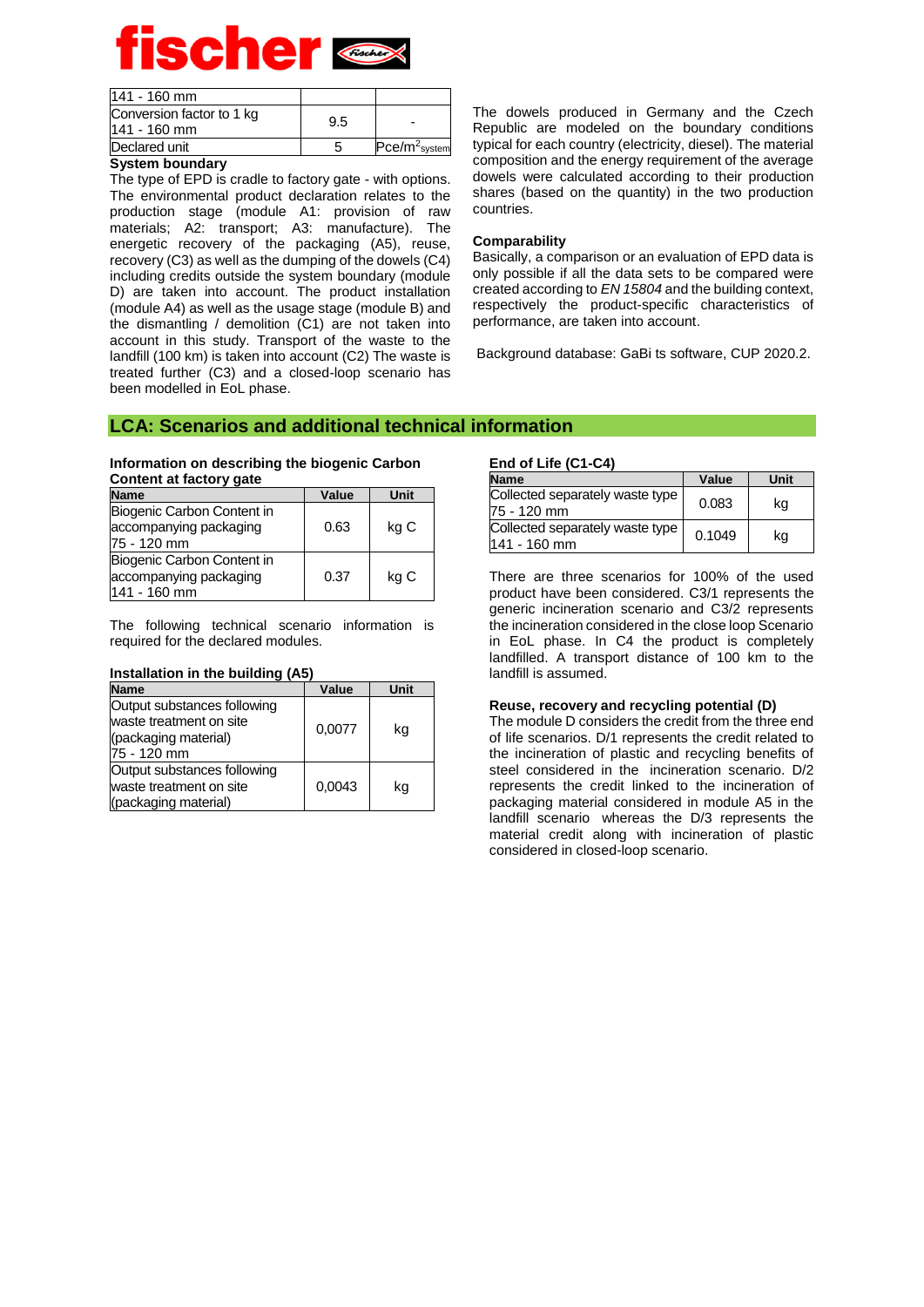| 141 - 160 mm | | |
|---|---|---|
| Conversion factor to 1 kg 141 - 160 mm | 9.5 | - |
| Declared unit | 5 | $Pce/m^2_{system}$ |

**System boundary**

The type of EPD is cradle to factory gate - with options. The environmental product declaration relates to the production stage (module A1: provision of raw materials; A2: transport; A3: manufacture). The energetic recovery of the packaging (A5), reuse, recovery (C3) as well as the dumping of the dowels (C4) including credits outside the system boundary (module D) are taken into account. The product installation (module A4) as well as the usage stage (module B) and the dismantling / demolition (C1) are not taken into account in this study. Transport of the waste to the landfill (100 km) is taken into account (C2) The waste is treated further (C3) and a closed-loop scenario has been modelled in EoL phase.

The dowels produced in Germany and the Czech Republic are modeled on the boundary conditions typical for each country (electricity, diesel). The material composition and the energy requirement of the average dowels were calculated according to their production shares (based on the quantity) in the two production countries.

**Comparability**

Basically, a comparison or an evaluation of EPD data is only possible if all the data sets to be compared were created according to *EN 15804* and the building context, respectively the product-specific characteristics of performance, are taken into account.

Background database: GaBi ts software, CUP 2020.2.

## LCA: Scenarios and additional technical information

**Information on describing the biogenic Carbon Content at factory gate**

| Name | Value | Unit |
|---|---|---|
| Biogenic Carbon Content in accompanying packaging 75 - 120 mm | 0.63 | kg C |
| Biogenic Carbon Content in accompanying packaging 141 - 160 mm | 0.37 | kg C |

The following technical scenario information is required for the declared modules.

**Installation in the building (A5)**

| Name | Value | Unit |
|---|---|---|
| Output substances following waste treatment on site (packaging material) 75 - 120 mm | 0,0077 | kg |
| Output substances following waste treatment on site (packaging material) | 0,0043 | kg |

**End of Life (C1-C4)**

| Name | Value | Unit |
|---|---|---|
| Collected separately waste type 75 - 120 mm | 0.083 | kg |
| Collected separately waste type 141 - 160 mm | 0.1049 | kg |

There are three scenarios for 100% of the used product have been considered. C3/1 represents the generic incineration scenario and C3/2 represents the incineration considered in the close loop Scenario in EoL phase. In C4 the product is completely landfilled. A transport distance of 100 km to the landfill is assumed.

**Reuse, recovery and recycling potential (D)**

The module D considers the credit from the three end of life scenarios. D/1 represents the credit related to the incineration of plastic and recycling benefits of steel considered in the incineration scenario. D/2 represents the credit linked to the incineration of packaging material considered in module A5 in the landfill scenario whereas the D/3 represents the material credit along with incineration of plastic considered in closed-loop scenario.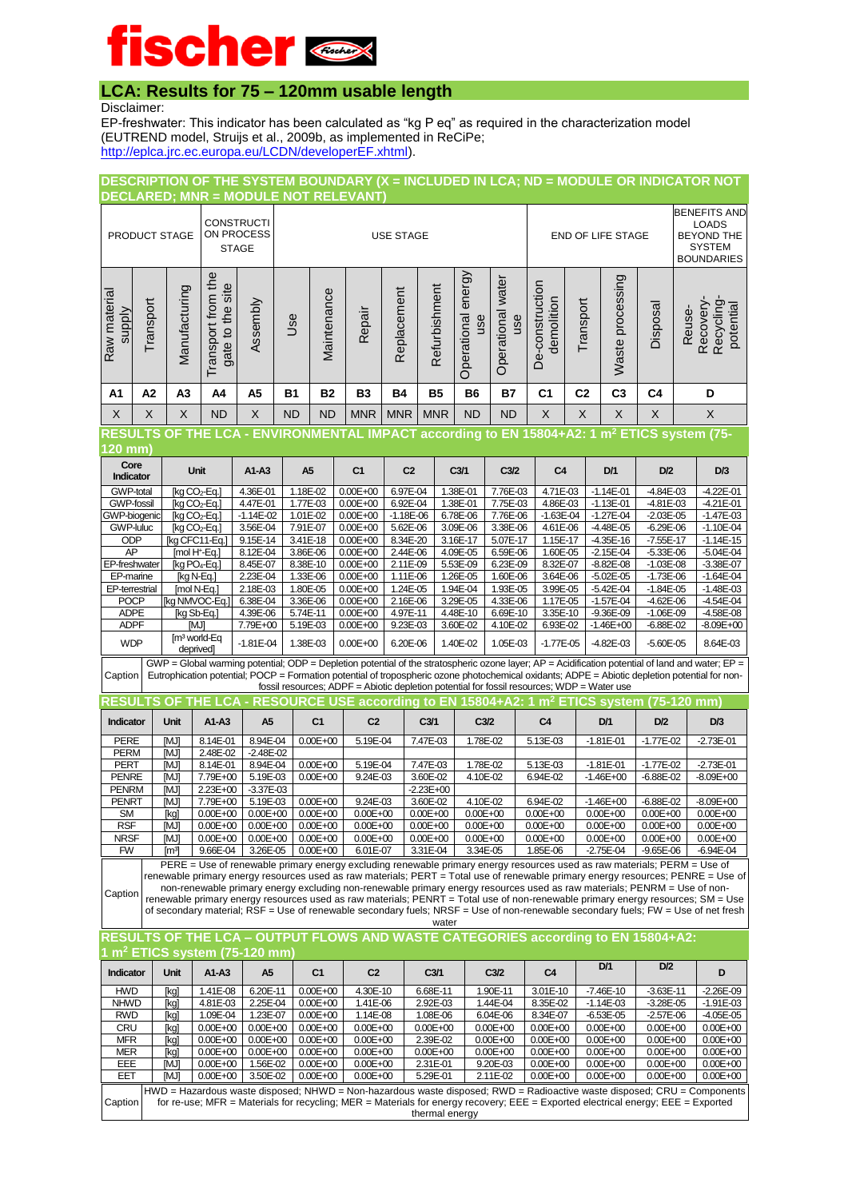fischer

## LCA: Results for 75 – 120mm usable length

Disclaimer:

EP-freshwater: This indicator has been calculated as "kg P eq" as required in the characterization model (EUTREND model, Struijs et al., 2009b, as implemented in ReCiPe; http://eplca.jrc.ec.europa.eu/LCDN/developerEF.xhtml).

### DESCRIPTION OF THE SYSTEM BOUNDARY (X = INCLUDED IN LCA; ND = MODULE OR INDICATOR NOT DECLARED; MNR = MODULE NOT RELEVANT)

| PRODUCT STAGE | | | CONSTRUCTION PROCESS STAGE | | USE STAGE | | | | | | | END OF LIFE STAGE | | | | BENEFITS AND LOADS BEYOND THE SYSTEM BOUNDARIES |
|---|---|---|---|---|---|---|---|---|---|---|---|---|---|---|---|---|
| Raw material supply | Transport | Manufacturing | Transport from the gate to the site | Assembly | Use | Maintenance | Repair | Replacement | Refurbishment | Operational energy use | Operational water use | De-construction demolition | Transport | Waste processing | Disposal | Reuse-Recovery-Recycling-potential |
| A1 | A2 | A3 | A4 | A5 | B1 | B2 | B3 | B4 | B5 | B6 | B7 | C1 | C2 | C3 | C4 | D |
| X | X | X | ND | X | ND | ND | MNR | MNR | MNR | ND | ND | X | X | X | X | X |

### RESULTS OF THE LCA - ENVIRONMENTAL IMPACT according to EN 15804+A2: 1 m² ETICS system (75-120 mm)

| Core Indicator | Unit | A1-A3 | A5 | C1 | C2 | C3/1 | C3/2 | C4 | D/1 | D/2 | D/3 |
|---|---|---|---|---|---|---|---|---|---|---|---|
| GWP-total | [kg CO₂-Eq.] | 4.36E-01 | 1.18E-02 | 0.00E+00 | 6.97E-04 | 1.38E-01 | 7.76E-03 | 4.71E-03 | -1.14E-01 | -4.84E-03 | -4.22E-01 |
| GWP-fossil | [kg CO₂-Eq.] | 4.47E-01 | 1.77E-03 | 0.00E+00 | 6.92E-04 | 1.38E-01 | 7.75E-03 | 4.86E-03 | -1.13E-01 | -4.81E-03 | -4.21E-01 |
| GWP-biogenic | [kg CO₂-Eq.] | -1.14E-02 | 1.01E-02 | 0.00E+00 | -1.18E-06 | 6.78E-06 | 7.76E-06 | -1.63E-04 | -1.27E-04 | -2.03E-05 | -1.47E-03 |
| GWP-luluc | [kg CO₂-Eq.] | 3.56E-04 | 7.91E-07 | 0.00E+00 | 5.62E-06 | 3.09E-06 | 3.38E-06 | 4.61E-06 | -4.48E-05 | -6.29E-06 | -1.10E-04 |
| ODP | [kg CFC11-Eq.] | 9.15E-14 | 3.41E-18 | 0.00E+00 | 8.34E-20 | 3.16E-17 | 5.07E-17 | 1.15E-17 | -4.35E-16 | -7.55E-17 | -1.14E-15 |
| AP | [mol H⁺-Eq.] | 8.12E-04 | 3.86E-06 | 0.00E+00 | 2.44E-06 | 4.09E-05 | 6.59E-06 | 1.60E-05 | -2.15E-04 | -5.33E-06 | -5.04E-04 |
| EP-freshwater | [kg PO₄-Eq.] | 8.45E-07 | 8.38E-10 | 0.00E+00 | 2.11E-09 | 5.53E-09 | 6.23E-09 | 8.32E-07 | -8.82E-08 | -1.03E-08 | -3.38E-07 |
| EP-marine | [kg N-Eq.] | 2.23E-04 | 1.33E-06 | 0.00E+00 | 1.11E-06 | 1.26E-05 | 1.60E-06 | 3.64E-06 | -5.02E-05 | -1.73E-06 | -1.64E-04 |
| EP-terrestrial | [mol N-Eq.] | 2.18E-03 | 1.80E-05 | 0.00E+00 | 1.24E-05 | 1.94E-04 | 1.93E-05 | 3.99E-05 | -5.42E-04 | -1.84E-05 | -1.48E-03 |
| POCP | [kg NMVOC-Eq.] | 6.38E-04 | 3.36E-06 | 0.00E+00 | 2.16E-06 | 3.29E-05 | 4.33E-06 | 1.17E-05 | -1.57E-04 | -4.62E-06 | -4.54E-04 |
| ADPE | [kg Sb-Eq.] | 4.39E-06 | 5.74E-11 | 0.00E+00 | 4.97E-11 | 4.48E-10 | 6.69E-10 | 3.35E-10 | -9.36E-09 | -1.06E-09 | -4.58E-08 |
| ADPF | [MJ] | 7.79E+00 | 5.19E-03 | 0.00E+00 | 9.23E-03 | 3.60E-02 | 4.10E-02 | 6.93E-02 | -1.46E+00 | -6.88E-02 | -8.09E+00 |
| WDP | [m³ world-Eq deprived] | -1.81E-04 | 1.38E-03 | 0.00E+00 | 6.20E-06 | 1.40E-02 | 1.05E-03 | -1.77E-05 | -4.82E-03 | -5.60E-05 | 8.64E-03 |

Caption: GWP = Global warming potential; ODP = Depletion potential of the stratospheric ozone layer; AP = Acidification potential of land and water; EP = Eutrophication potential; POCP = Formation potential of tropospheric ozone photochemical oxidants; ADPE = Abiotic depletion potential for non-fossil resources; ADPF = Abiotic depletion potential for fossil resources; WDP = Water use

### RESULTS OF THE LCA - RESOURCE USE according to EN 15804+A2: 1 m² ETICS system (75-120 mm)

| Indicator | Unit | A1-A3 | A5 | C1 | C2 | C3/1 | C3/2 | C4 | D/1 | D/2 | D/3 |
|---|---|---|---|---|---|---|---|---|---|---|---|
| PERE | [MJ] | 8.14E-01 | 8.94E-04 | 0.00E+00 | 5.19E-04 | 7.47E-03 | 1.78E-02 | 5.13E-03 | -1.81E-01 | -1.77E-02 | -2.73E-01 |
| PERM | [MJ] | 2.48E-02 | -2.48E-02 | | | | | | | | |
| PERT | [MJ] | 8.14E-01 | 8.94E-04 | 0.00E+00 | 5.19E-04 | 7.47E-03 | 1.78E-02 | 5.13E-03 | -1.81E-01 | -1.77E-02 | -2.73E-01 |
| PENRE | [MJ] | 7.79E+00 | 5.19E-03 | 0.00E+00 | 9.24E-03 | 3.60E-02 | 4.10E-02 | 6.94E-02 | -1.46E+00 | -6.88E-02 | -8.09E+00 |
| PENRM | [MJ] | 2.23E+00 | -3.37E-03 | | | -2.23E+00 | | | | | |
| PENRT | [MJ] | 7.79E+00 | 5.19E-03 | 0.00E+00 | 9.24E-03 | 3.60E-02 | 4.10E-02 | 6.94E-02 | -1.46E+00 | -6.88E-02 | -8.09E+00 |
| SM | [kg] | 0.00E+00 | 0.00E+00 | 0.00E+00 | 0.00E+00 | 0.00E+00 | 0.00E+00 | 0.00E+00 | 0.00E+00 | 0.00E+00 | 0.00E+00 |
| RSF | [MJ] | 0.00E+00 | 0.00E+00 | 0.00E+00 | 0.00E+00 | 0.00E+00 | 0.00E+00 | 0.00E+00 | 0.00E+00 | 0.00E+00 | 0.00E+00 |
| NRSF | [MJ] | 0.00E+00 | 0.00E+00 | 0.00E+00 | 0.00E+00 | 0.00E+00 | 0.00E+00 | 0.00E+00 | 0.00E+00 | 0.00E+00 | 0.00E+00 |
| FW | [m³] | 9.66E-04 | 3.26E-05 | 0.00E+00 | 6.01E-07 | 3.31E-04 | 3.34E-05 | 1.85E-06 | -2.75E-04 | -9.65E-06 | -6.94E-04 |

Caption: PERE = Use of renewable primary energy excluding renewable primary energy resources used as raw materials; PERM = Use of renewable primary energy resources used as raw materials; PERT = Total use of renewable primary energy resources; PENRE = Use of non-renewable primary energy excluding non-renewable primary energy resources used as raw materials; PENRM = Use of non-renewable primary energy resources used as raw materials; PENRT = Total use of non-renewable primary energy resources; SM = Use of secondary material; RSF = Use of renewable secondary fuels; NRSF = Use of non-renewable secondary fuels; FW = Use of net fresh water

### RESULTS OF THE LCA – OUTPUT FLOWS AND WASTE CATEGORIES according to EN 15804+A2: 1 m² ETICS system (75-120 mm)

| Indicator | Unit | A1-A3 | A5 | C1 | C2 | C3/1 | C3/2 | C4 | D/1 | D/2 | D |
|---|---|---|---|---|---|---|---|---|---|---|---|
| HWD | [kg] | 1.41E-08 | 6.20E-11 | 0.00E+00 | 4.30E-10 | 6.68E-11 | 1.90E-11 | 3.01E-10 | -7.46E-10 | -3.63E-11 | -2.26E-09 |
| NHWD | [kg] | 4.81E-03 | 2.25E-04 | 0.00E+00 | 1.41E-06 | 2.92E-03 | 1.44E-04 | 8.35E-02 | -1.14E-03 | -3.28E-05 | -1.91E-03 |
| RWD | [kg] | 1.09E-04 | 1.23E-07 | 0.00E+00 | 1.14E-08 | 1.08E-06 | 6.04E-06 | 8.34E-07 | -6.53E-05 | -2.57E-06 | -4.05E-05 |
| CRU | [kg] | 0.00E+00 | 0.00E+00 | 0.00E+00 | 0.00E+00 | 0.00E+00 | 0.00E+00 | 0.00E+00 | 0.00E+00 | 0.00E+00 | 0.00E+00 |
| MFR | [kg] | 0.00E+00 | 0.00E+00 | 0.00E+00 | 0.00E+00 | 2.39E-02 | 0.00E+00 | 0.00E+00 | 0.00E+00 | 0.00E+00 | 0.00E+00 |
| MER | [kg] | 0.00E+00 | 0.00E+00 | 0.00E+00 | 0.00E+00 | 0.00E+00 | 0.00E+00 | 0.00E+00 | 0.00E+00 | 0.00E+00 | 0.00E+00 |
| EEE | [MJ] | 0.00E+00 | 1.56E-02 | 0.00E+00 | 0.00E+00 | 2.31E-01 | 9.20E-03 | 0.00E+00 | 0.00E+00 | 0.00E+00 | 0.00E+00 |
| EET | [MJ] | 0.00E+00 | 3.50E-02 | 0.00E+00 | 0.00E+00 | 5.29E-01 | 2.11E-02 | 0.00E+00 | 0.00E+00 | 0.00E+00 | 0.00E+00 |

Caption: HWD = Hazardous waste disposed; NHWD = Non-hazardous waste disposed; RWD = Radioactive waste disposed; CRU = Components for re-use; MFR = Materials for recycling; MER = Materials for energy recovery; EEE = Exported electrical energy; EEE = Exported thermal energy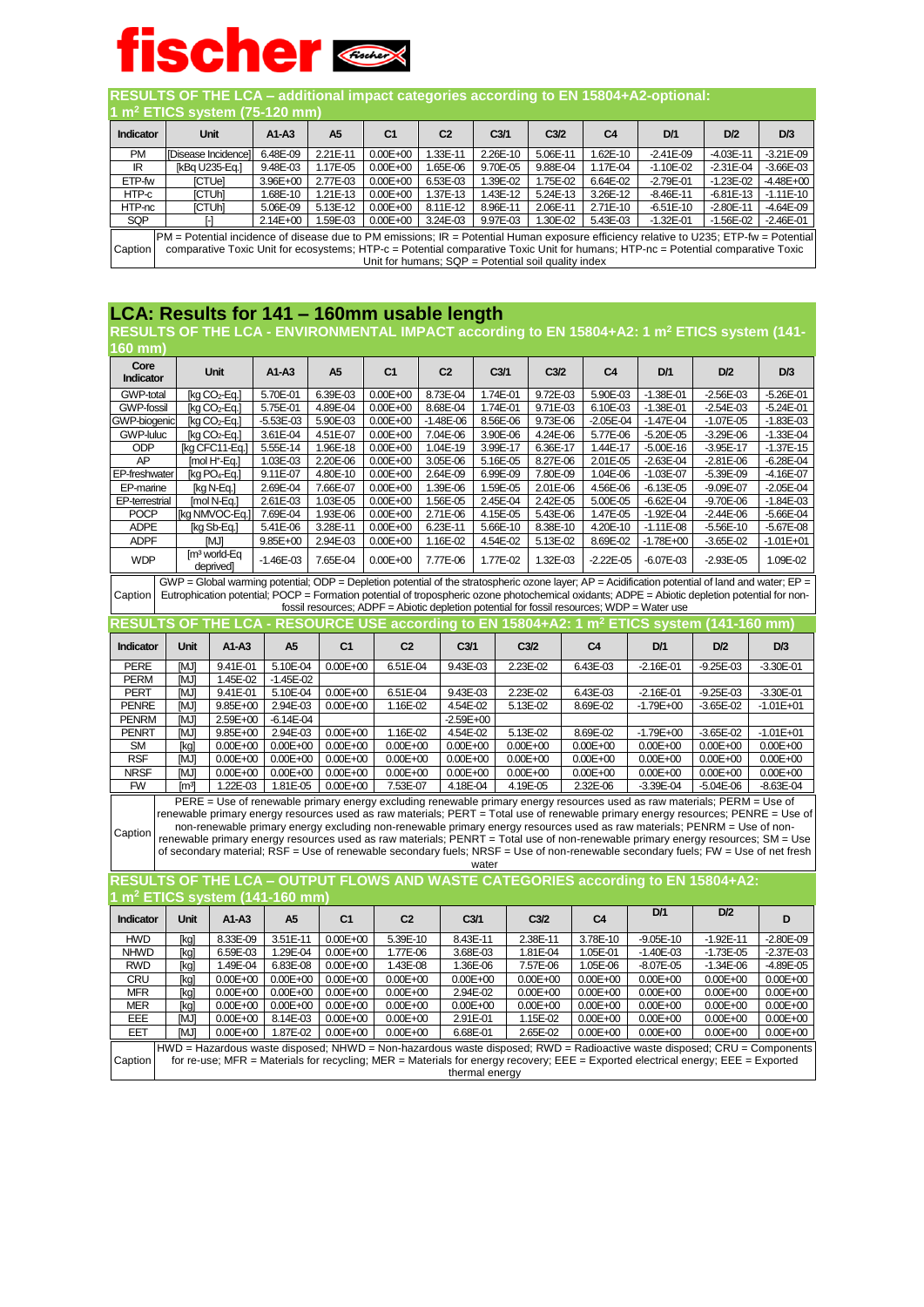fischer

## RESULTS OF THE LCA – additional impact categories according to EN 15804+A2-optional: 1 m² ETICS system (75-120 mm)

| Indicator | Unit | A1-A3 | A5 | C1 | C2 | C3/1 | C3/2 | C4 | D/1 | D/2 | D/3 |
|---|---|---|---|---|---|---|---|---|---|---|---|
| PM | [Disease Incidence] | 6.48E-09 | 2.21E-11 | 0.00E+00 | 1.33E-11 | 2.26E-10 | 5.06E-11 | 1.62E-10 | -2.41E-09 | -4.03E-11 | -3.21E-09 |
| IR | [kBq U235-Eq.] | 9.48E-03 | 1.17E-05 | 0.00E+00 | 1.65E-06 | 9.70E-05 | 9.88E-04 | 1.17E-04 | -1.10E-02 | -2.31E-04 | -3.66E-03 |
| ETP-fw | [CTUe] | 3.96E+00 | 2.77E-03 | 0.00E+00 | 6.53E-03 | 1.39E-02 | 1.75E-02 | 6.64E-02 | -2.79E-01 | -1.23E-02 | -4.48E+00 |
| HTP-c | [CTUh] | 1.68E-10 | 1.21E-13 | 0.00E+00 | 1.37E-13 | 1.43E-12 | 5.24E-13 | 3.26E-12 | -8.46E-11 | -6.81E-13 | -1.11E-10 |
| HTP-nc | [CTUh] | 5.06E-09 | 5.13E-12 | 0.00E+00 | 8.11E-12 | 8.96E-11 | 2.06E-11 | 2.71E-10 | -6.51E-10 | -2.80E-11 | -4.64E-09 |
| SQP | [-] | 2.14E+00 | 1.59E-03 | 0.00E+00 | 3.24E-03 | 9.97E-03 | 1.30E-02 | 5.43E-03 | -1.32E-01 | -1.56E-02 | -2.46E-01 |

Caption: PM = Potential incidence of disease due to PM emissions; IR = Potential Human exposure efficiency relative to U235; ETP-fw = Potential comparative Toxic Unit for ecosystems; HTP-c = Potential comparative Toxic Unit for humans; HTP-nc = Potential comparative Toxic Unit for humans; SQP = Potential soil quality index

# LCA: Results for 141 – 160mm usable length

## RESULTS OF THE LCA - ENVIRONMENTAL IMPACT according to EN 15804+A2: 1 m² ETICS system (141-160 mm)

| Core Indicator | Unit | A1-A3 | A5 | C1 | C2 | C3/1 | C3/2 | C4 | D/1 | D/2 | D/3 |
|---|---|---|---|---|---|---|---|---|---|---|---|
| GWP-total | [kg $CO_2$-Eq.] | 5.70E-01 | 6.39E-03 | 0.00E+00 | 8.73E-04 | 1.74E-01 | 9.72E-03 | 5.90E-03 | -1.38E-01 | -2.56E-03 | -5.26E-01 |
| GWP-fossil | [kg $CO_2$-Eq.] | 5.75E-01 | 4.89E-04 | 0.00E+00 | 8.68E-04 | 1.74E-01 | 9.71E-03 | 6.10E-03 | -1.38E-01 | -2.54E-03 | -5.24E-01 |
| GWP-biogenic | [kg $CO_2$-Eq.] | -5.53E-03 | 5.90E-03 | 0.00E+00 | -1.48E-06 | 8.56E-06 | 9.73E-06 | -2.05E-04 | -1.47E-04 | -1.07E-05 | -1.83E-03 |
| GWP-luluc | [kg $CO_2$-Eq.] | 3.61E-04 | 4.51E-07 | 0.00E+00 | 7.04E-06 | 3.90E-06 | 4.24E-06 | 5.77E-06 | -5.20E-05 | -3.29E-06 | -1.33E-04 |
| ODP | [kg CFC11-Eq.] | 5.55E-14 | 1.96E-18 | 0.00E+00 | 1.04E-19 | 3.99E-17 | 6.36E-17 | 1.44E-17 | -5.00E-16 | -3.95E-17 | -1.37E-15 |
| AP | [mol $H^+$-Eq.] | 1.03E-03 | 2.20E-06 | 0.00E+00 | 3.05E-06 | 5.16E-05 | 8.27E-06 | 2.01E-05 | -2.63E-04 | -2.81E-06 | -6.28E-04 |
| EP-freshwater | [kg $PO_4$-Eq.] | 9.11E-07 | 4.80E-10 | 0.00E+00 | 2.64E-09 | 6.99E-09 | 7.80E-09 | 1.04E-06 | -1.03E-07 | -5.39E-09 | -4.16E-07 |
| EP-marine | [kg N-Eq.] | 2.69E-04 | 7.66E-07 | 0.00E+00 | 1.39E-06 | 1.59E-05 | 2.01E-06 | 4.56E-06 | -6.13E-05 | -9.09E-07 | -2.05E-04 |
| EP-terrestrial | [mol N-Eq.] | 2.61E-03 | 1.03E-05 | 0.00E+00 | 1.56E-05 | 2.45E-04 | 2.42E-05 | 5.00E-05 | -6.62E-04 | -9.70E-06 | -1.84E-03 |
| POCP | [kg NMVOC-Eq.] | 7.69E-04 | 1.93E-06 | 0.00E+00 | 2.71E-06 | 4.15E-05 | 5.43E-06 | 1.47E-05 | -1.92E-04 | -2.44E-06 | -5.66E-04 |
| ADPE | [kg Sb-Eq.] | 5.41E-06 | 3.28E-11 | 0.00E+00 | 6.23E-11 | 5.66E-10 | 8.38E-10 | 4.20E-10 | -1.11E-08 | -5.56E-10 | -5.67E-08 |
| ADPF | [MJ] | 9.85E+00 | 2.94E-03 | 0.00E+00 | 1.16E-02 | 4.54E-02 | 5.13E-02 | 8.69E-02 | -1.78E+00 | -3.65E-02 | -1.01E+01 |
| WDP | [m³ world-Eq deprived] | -1.46E-03 | 7.65E-04 | 0.00E+00 | 7.77E-06 | 1.77E-02 | 1.32E-03 | -2.22E-05 | -6.07E-03 | -2.93E-05 | 1.09E-02 |

Caption: GWP = Global warming potential; ODP = Depletion potential of the stratospheric ozone layer; AP = Acidification potential of land and water; EP = Eutrophication potential; POCP = Formation potential of tropospheric ozone photochemical oxidants; ADPE = Abiotic depletion potential for non-fossil resources; ADPF = Abiotic depletion potential for fossil resources; WDP = Water use

## RESULTS OF THE LCA - RESOURCE USE according to EN 15804+A2: 1 m² ETICS system (141-160 mm)

| Indicator | Unit | A1-A3 | A5 | C1 | C2 | C3/1 | C3/2 | C4 | D/1 | D/2 | D/3 |
|---|---|---|---|---|---|---|---|---|---|---|---|
| PERE | [MJ] | 9.41E-01 | 5.10E-04 | 0.00E+00 | 6.51E-04 | 9.43E-03 | 2.23E-02 | 6.43E-03 | -2.16E-01 | -9.25E-03 | -3.30E-01 |
| PERM | [MJ] | 1.45E-02 | -1.45E-02 | | | | | | | | |
| PERT | [MJ] | 9.41E-01 | 5.10E-04 | 0.00E+00 | 6.51E-04 | 9.43E-03 | 2.23E-02 | 6.43E-03 | -2.16E-01 | -9.25E-03 | -3.30E-01 |
| PENRE | [MJ] | 9.85E+00 | 2.94E-03 | 0.00E+00 | 1.16E-02 | 4.54E-02 | 5.13E-02 | 8.69E-02 | -1.79E+00 | -3.65E-02 | -1.01E+01 |
| PENRM | [MJ] | 2.59E+00 | -6.14E-04 | | | -2.59E+00 | | | | | |
| PENRT | [MJ] | 9.85E+00 | 2.94E-03 | 0.00E+00 | 1.16E-02 | 4.54E-02 | 5.13E-02 | 8.69E-02 | -1.79E+00 | -3.65E-02 | -1.01E+01 |
| SM | [kg] | 0.00E+00 | 0.00E+00 | 0.00E+00 | 0.00E+00 | 0.00E+00 | 0.00E+00 | 0.00E+00 | 0.00E+00 | 0.00E+00 | 0.00E+00 |
| RSF | [MJ] | 0.00E+00 | 0.00E+00 | 0.00E+00 | 0.00E+00 | 0.00E+00 | 0.00E+00 | 0.00E+00 | 0.00E+00 | 0.00E+00 | 0.00E+00 |
| NRSF | [MJ] | 0.00E+00 | 0.00E+00 | 0.00E+00 | 0.00E+00 | 0.00E+00 | 0.00E+00 | 0.00E+00 | 0.00E+00 | 0.00E+00 | 0.00E+00 |
| FW | [m³] | 1.22E-03 | 1.81E-05 | 0.00E+00 | 7.53E-07 | 4.18E-04 | 4.19E-05 | 2.32E-06 | -3.39E-04 | -5.04E-06 | -8.63E-04 |

Caption: PERE = Use of renewable primary energy excluding renewable primary energy resources used as raw materials; PERM = Use of renewable primary energy resources used as raw materials; PERT = Total use of renewable primary energy resources; PENRE = Use of non-renewable primary energy excluding non-renewable primary energy resources used as raw materials; PENRM = Use of non-renewable primary energy resources used as raw materials; PENRT = Total use of non-renewable primary energy resources; SM = Use of secondary material; RSF = Use of renewable secondary fuels; NRSF = Use of non-renewable secondary fuels; FW = Use of net fresh water

## RESULTS OF THE LCA – OUTPUT FLOWS AND WASTE CATEGORIES according to EN 15804+A2: 1 m² ETICS system (141-160 mm)

| Indicator | Unit | A1-A3 | A5 | C1 | C2 | C3/1 | C3/2 | C4 | D/1 | D/2 | D |
|---|---|---|---|---|---|---|---|---|---|---|---|
| HWD | [kg] | 8.33E-09 | 3.51E-11 | 0.00E+00 | 5.39E-10 | 8.43E-11 | 2.38E-11 | 3.78E-10 | -9.05E-10 | -1.92E-11 | -2.80E-09 |
| NHWD | [kg] | 6.59E-03 | 1.29E-04 | 0.00E+00 | 1.77E-06 | 3.68E-03 | 1.81E-04 | 1.05E-01 | -1.40E-03 | -1.73E-05 | -2.37E-03 |
| RWD | [kg] | 1.49E-04 | 6.83E-08 | 0.00E+00 | 1.43E-08 | 1.36E-06 | 7.57E-06 | 1.05E-06 | -8.07E-05 | -1.34E-06 | -4.89E-05 |
| CRU | [kg] | 0.00E+00 | 0.00E+00 | 0.00E+00 | 0.00E+00 | 0.00E+00 | 0.00E+00 | 0.00E+00 | 0.00E+00 | 0.00E+00 | 0.00E+00 |
| MFR | [kg] | 0.00E+00 | 0.00E+00 | 0.00E+00 | 0.00E+00 | 2.94E-02 | 0.00E+00 | 0.00E+00 | 0.00E+00 | 0.00E+00 | 0.00E+00 |
| MER | [kg] | 0.00E+00 | 0.00E+00 | 0.00E+00 | 0.00E+00 | 0.00E+00 | 0.00E+00 | 0.00E+00 | 0.00E+00 | 0.00E+00 | 0.00E+00 |
| EEE | [MJ] | 0.00E+00 | 8.14E-03 | 0.00E+00 | 0.00E+00 | 2.91E-01 | 1.15E-02 | 0.00E+00 | 0.00E+00 | 0.00E+00 | 0.00E+00 |
| EET | [MJ] | 0.00E+00 | 1.87E-02 | 0.00E+00 | 0.00E+00 | 6.68E-01 | 2.65E-02 | 0.00E+00 | 0.00E+00 | 0.00E+00 | 0.00E+00 |

Caption: HWD = Hazardous waste disposed; NHWD = Non-hazardous waste disposed; RWD = Radioactive waste disposed; CRU = Components for re-use; MFR = Materials for recycling; MER = Materials for energy recovery; EEE = Exported electrical energy; EEE = Exported thermal energy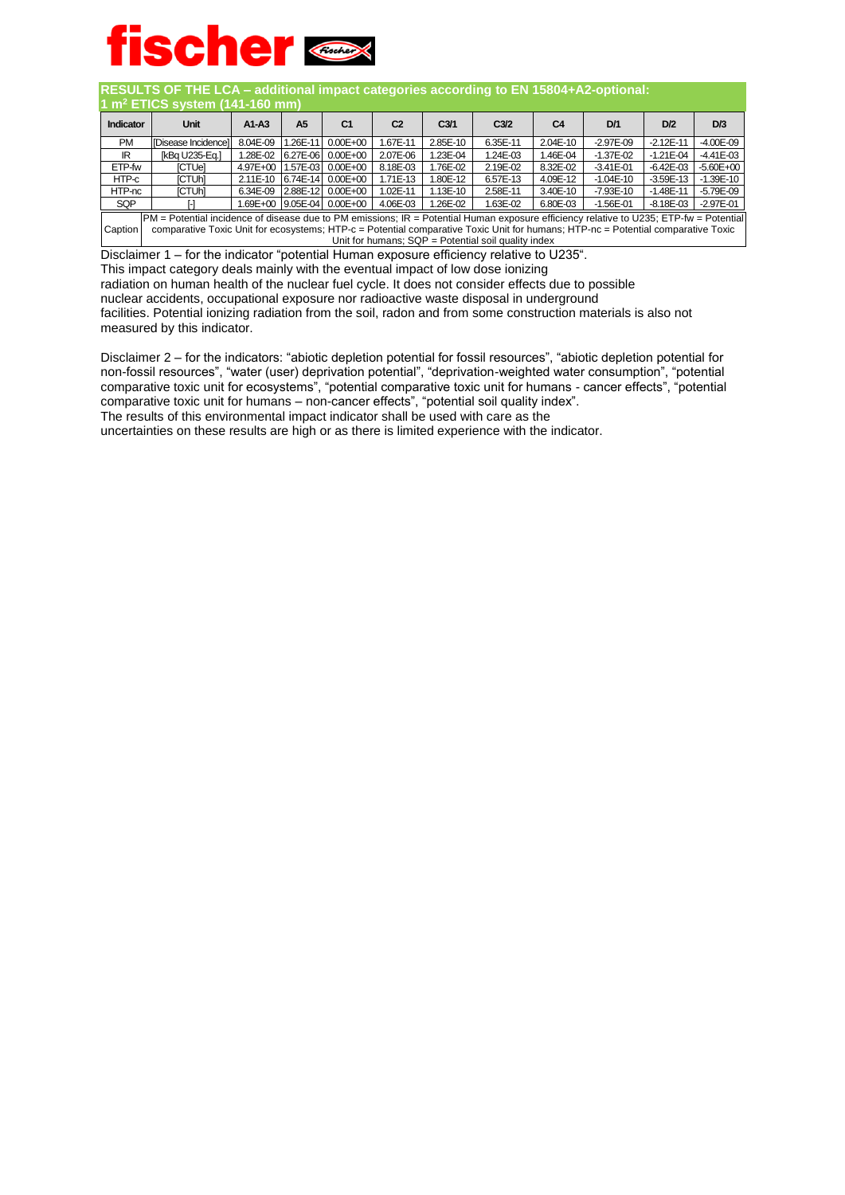## RESULTS OF THE LCA – additional impact categories according to EN 15804+A2-optional: 1 m² ETICS system (141-160 mm)

| Indicator | Unit | A1-A3 | A5 | C1 | C2 | C3/1 | C3/2 | C4 | D/1 | D/2 | D/3 |
|---|---|---|---|---|---|---|---|---|---|---|---|
| PM | [Disease Incidence] | 8.04E-09 | 1.26E-11 | 0.00E+00 | 1.67E-11 | 2.85E-10 | 6.35E-11 | 2.04E-10 | -2.97E-09 | -2.12E-11 | -4.00E-09 |
| IR | [kBq U235-Eq.] | 1.28E-02 | 6.27E-06 | 0.00E+00 | 2.07E-06 | 1.23E-04 | 1.24E-03 | 1.46E-04 | -1.37E-02 | -1.21E-04 | -4.41E-03 |
| ETP-fw | [CTUe] | 4.97E+00 | 1.57E-03 | 0.00E+00 | 8.18E-03 | 1.76E-02 | 2.19E-02 | 8.32E-02 | -3.41E-01 | -6.42E-03 | -5.60E+00 |
| HTP-c | [CTUh] | 2.11E-10 | 6.74E-14 | 0.00E+00 | 1.71E-13 | 1.80E-12 | 6.57E-13 | 4.09E-12 | -1.04E-10 | -3.59E-13 | -1.39E-10 |
| HTP-nc | [CTUh] | 6.34E-09 | 2.88E-12 | 0.00E+00 | 1.02E-11 | 1.13E-10 | 2.58E-11 | 3.40E-10 | -7.93E-10 | -1.48E-11 | -5.79E-09 |
| SQP | [-] | 1.69E+00 | 9.05E-04 | 0.00E+00 | 4.06E-03 | 1.26E-02 | 1.63E-02 | 6.80E-03 | -1.56E-01 | -8.18E-03 | -2.97E-01 |

Caption: PM = Potential incidence of disease due to PM emissions; IR = Potential Human exposure efficiency relative to U235; ETP-fw = Potential comparative Toxic Unit for ecosystems; HTP-c = Potential comparative Toxic Unit for humans; HTP-nc = Potential comparative Toxic Unit for humans; SQP = Potential soil quality index

Disclaimer 1 – for the indicator "potential Human exposure efficiency relative to U235".
This impact category deals mainly with the eventual impact of low dose ionizing radiation on human health of the nuclear fuel cycle. It does not consider effects due to possible nuclear accidents, occupational exposure nor radioactive waste disposal in underground facilities. Potential ionizing radiation from the soil, radon and from some construction materials is also not measured by this indicator.

Disclaimer 2 – for the indicators: "abiotic depletion potential for fossil resources", "abiotic depletion potential for non-fossil resources", "water (user) deprivation potential", "deprivation-weighted water consumption", "potential comparative toxic unit for ecosystems", "potential comparative toxic unit for humans - cancer effects", "potential comparative toxic unit for humans – non-cancer effects", "potential soil quality index".
The results of this environmental impact indicator shall be used with care as the uncertainties on these results are high or as there is limited experience with the indicator.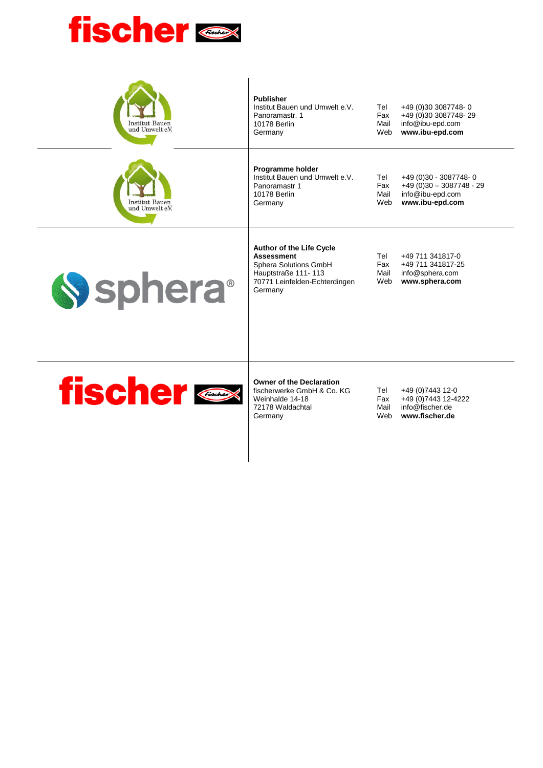**Publisher**
Institut Bauen und Umwelt e.V.
Panoramastr. 1
10178 Berlin
Germany

Tel +49 (0)30 3087748- 0
Fax +49 (0)30 3087748- 29
Mail info@ibu-epd.com
Web **www.ibu-epd.com**

**Programme holder**
Institut Bauen und Umwelt e.V.
Panoramastr 1
10178 Berlin
Germany

Tel +49 (0)30 - 3087748- 0
Fax +49 (0)30 – 3087748 - 29
Mail info@ibu-epd.com
Web **www.ibu-epd.com**

**Author of the Life Cycle Assessment**
Sphera Solutions GmbH
Hauptstraße 111- 113
70771 Leinfelden-Echterdingen
Germany

Tel +49 711 341817-0
Fax +49 711 341817-25
Mail info@sphera.com
Web **www.sphera.com**

**Owner of the Declaration**
fischerwerke GmbH & Co. KG
Weinhalde 14-18
72178 Waldachtal
Germany

Tel +49 (0)7443 12-0
Fax +49 (0)7443 12-4222
Mail info@fischer.de
Web **www.fischer.de**